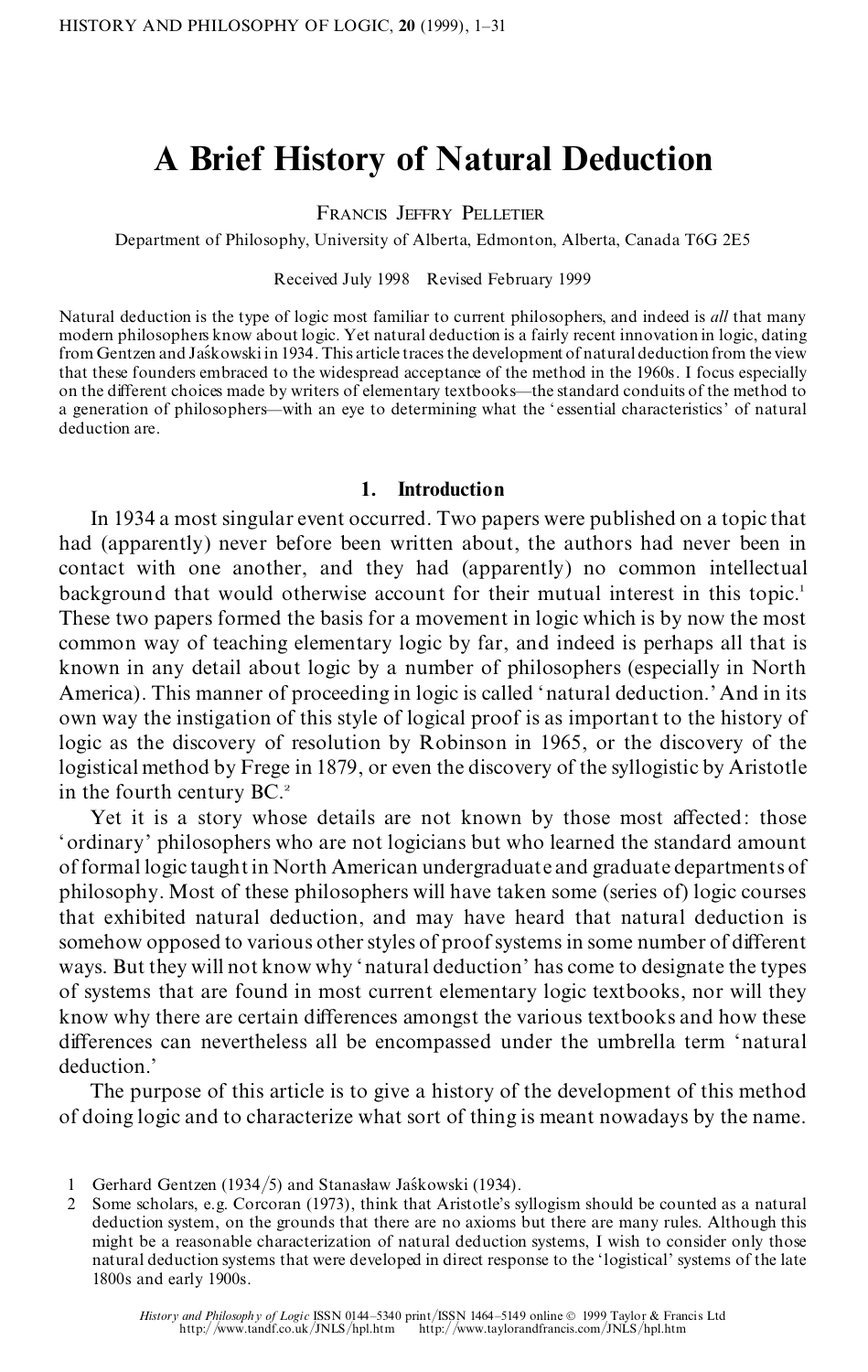# A Brief History of Natural Deduction

FRANCIS JEFFRY PELLETIER

Department of Philosophy, University of Alberta, Edmonton, Alberta, Canada T6G 2E5

Received July 1998 Revised February 1999

Natural deduction is the type of logic most familiar to current philosophers, and indeed is *all* that many modern philosophers know about logic. Yet natural deduction is a fairly recent innovation in logic, dating from Gentzen and Jaśkowski in 1934. This article traces the development of natural deduction from the view that these founders embraced to the widespread acceptance of the method in the 1960s. I focus especially on the different choices made by writers of elementary textbooks—the standard conduits of the method to a generation of philosophers—with an eye to determining what the 'essential characteristics' of natural deduction are.

## 1. Introduction

In 1934 a most singular event occurred. Two papers were published on a topic that had (apparently) never before been written about, the authors had never been in contact with one another, and they had (apparently) no common intellectual background that would otherwise account for their mutual interest in this topic.[1] These two papers formed the basis for a movement in logic which is by now the most common way of teaching elementary logic by far, and indeed is perhaps all that is known in any detail about logic by a number of philosophers (especially in North America). This manner of proceeding in logic is called 'natural deduction.' And in its own way the instigation of this style of logical proof is as important to the history of logic as the discovery of resolution by Robinson in 1965, or the discovery of the logistical method by Frege in 1879, or even the discovery of the syllogistic by Aristotle in the fourth century BC.[2]

Yet it is a story whose details are not known by those most affected: those 'ordinary' philosophers who are not logicians but who learned the standard amount of formal logic taught in North American undergraduate and graduate departments of philosophy. Most of these philosophers will have taken some (series of) logic courses that exhibited natural deduction, and may have heard that natural deduction is somehow opposed to various other styles of proof systems in some number of different ways. But they will not know why 'natural deduction' has come to designate the types of systems that are found in most current elementary logic textbooks, nor will they know why there are certain differences amongst the various textbooks and how these differences can nevertheless all be encompassed under the umbrella term 'natural deduction.'

The purpose of this article is to give a history of the development of this method of doing logic and to characterize what sort of thing is meant nowadays by the name.

1 Gerhard Gentzen (1934/5) and Stanasław Jaśkowski (1934).

2 Some scholars, e.g. Corcoran (1973), think that Aristotle's syllogism should be counted as a natural deduction system, on the grounds that there are no axioms but there are many rules. Although this might be a reasonable characterization of natural deduction systems, I wish to consider only those natural deduction systems that were developed in direct response to the 'logistical' systems of the late 1800s and early 1900s.

*History and Philosophy of Logic* ISSN 0144-5340 print/ISSN 1464-5149 online © 1999 Taylor & Francis Ltd
http://www.tandf.co.uk/JNLS/hpl.htm http://www.taylorandfrancis.com/JNLS/hpl.htm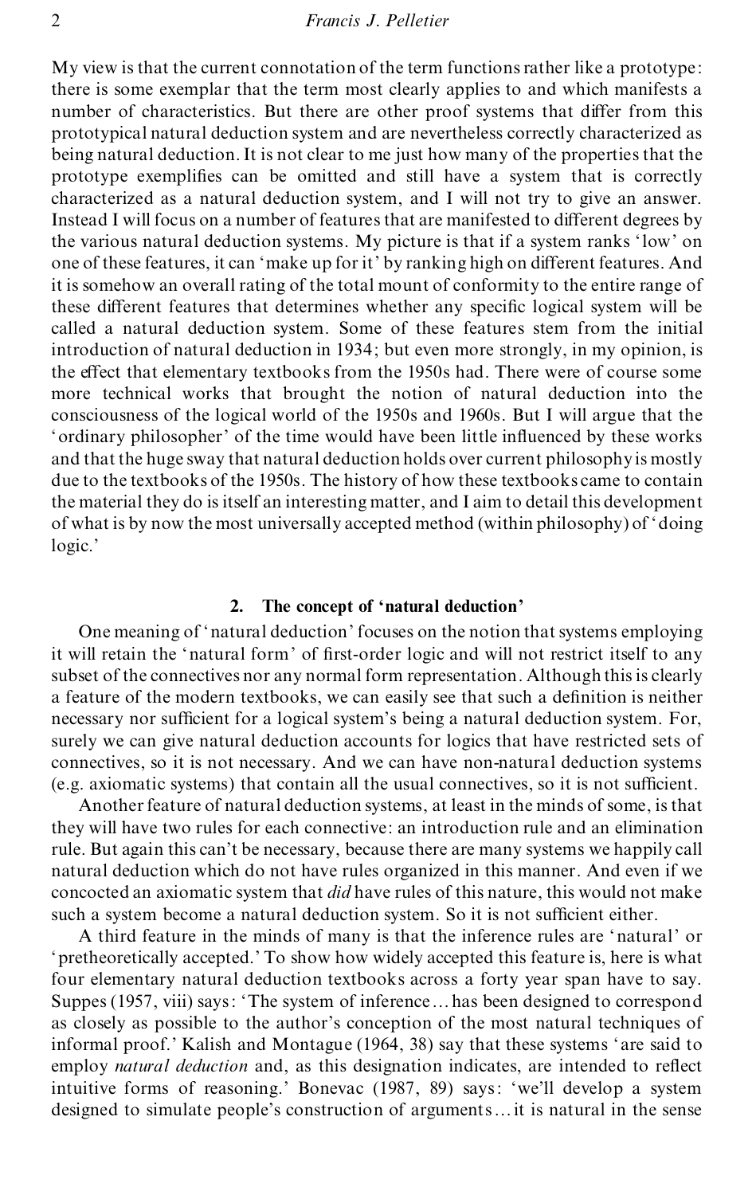My view is that the current connotation of the term functions rather like a prototype: there is some exemplar that the term most clearly applies to and which manifests a number of characteristics. But there are other proof systems that differ from this prototypical natural deduction system and are nevertheless correctly characterized as being natural deduction. It is not clear to me just how many of the properties that the prototype exemplifies can be omitted and still have a system that is correctly characterized as a natural deduction system, and I will not try to give an answer. Instead I will focus on a number of features that are manifested to different degrees by the various natural deduction systems. My picture is that if a system ranks 'low' on one of these features, it can 'make up for it' by ranking high on different features. And it is somehow an overall rating of the total mount of conformity to the entire range of these different features that determines whether any specific logical system will be called a natural deduction system. Some of these features stem from the initial introduction of natural deduction in 1934; but even more strongly, in my opinion, is the effect that elementary textbooks from the 1950s had. There were of course some more technical works that brought the notion of natural deduction into the consciousness of the logical world of the 1950s and 1960s. But I will argue that the 'ordinary philosopher' of the time would have been little influenced by these works and that the huge sway that natural deduction holds over current philosophy is mostly due to the textbooks of the 1950s. The history of how these textbooks came to contain the material they do is itself an interesting matter, and I aim to detail this development of what is by now the most universally accepted method (within philosophy) of 'doing logic.'

## 2. The concept of 'natural deduction'

One meaning of 'natural deduction' focuses on the notion that systems employing it will retain the 'natural form' of first-order logic and will not restrict itself to any subset of the connectives nor any normal form representation. Although this is clearly a feature of the modern textbooks, we can easily see that such a definition is neither necessary nor sufficient for a logical system's being a natural deduction system. For, surely we can give natural deduction accounts for logics that have restricted sets of connectives, so it is not necessary. And we can have non-natural deduction systems (e.g. axiomatic systems) that contain all the usual connectives, so it is not sufficient.

Another feature of natural deduction systems, at least in the minds of some, is that they will have two rules for each connective: an introduction rule and an elimination rule. But again this can't be necessary, because there are many systems we happily call natural deduction which do not have rules organized in this manner. And even if we concocted an axiomatic system that *did* have rules of this nature, this would not make such a system become a natural deduction system. So it is not sufficient either.

A third feature in the minds of many is that the inference rules are 'natural' or 'pretheoretically accepted.' To show how widely accepted this feature is, here is what four elementary natural deduction textbooks across a forty year span have to say. Suppes (1957, viii) says: 'The system of inference … has been designed to correspond as closely as possible to the author's conception of the most natural techniques of informal proof.' Kalish and Montague (1964, 38) say that these systems 'are said to employ *natural deduction* and, as this designation indicates, are intended to reflect intuitive forms of reasoning.' Bonevac (1987, 89) says: 'we'll develop a system designed to simulate people's construction of arguments … it is natural in the sense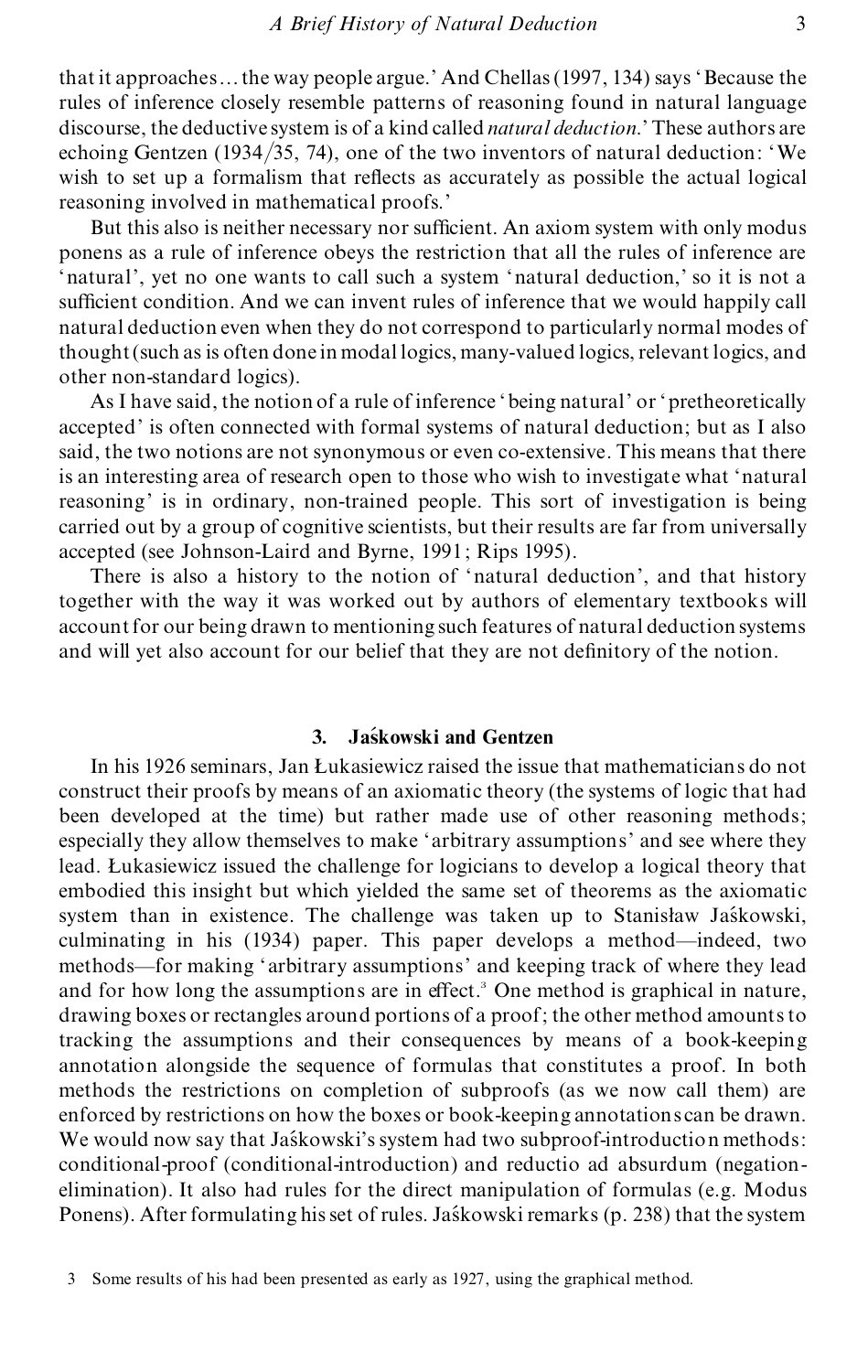that it approaches… the way people argue.' And Chellas (1997, 134) says 'Because the rules of inference closely resemble patterns of reasoning found in natural language discourse, the deductive system is of a kind called *natural deduction*.' These authors are echoing Gentzen (1934/35, 74), one of the two inventors of natural deduction: 'We wish to set up a formalism that reflects as accurately as possible the actual logical reasoning involved in mathematical proofs.'

But this also is neither necessary nor sufficient. An axiom system with only modus ponens as a rule of inference obeys the restriction that all the rules of inference are 'natural', yet no one wants to call such a system 'natural deduction,' so it is not a sufficient condition. And we can invent rules of inference that we would happily call natural deduction even when they do not correspond to particularly normal modes of thought (such as is often done in modal logics, many-valued logics, relevant logics, and other non-standard logics).

As I have said, the notion of a rule of inference 'being natural' or 'pretheoretically accepted' is often connected with formal systems of natural deduction; but as I also said, the two notions are not synonymous or even co-extensive. This means that there is an interesting area of research open to those who wish to investigate what 'natural reasoning' is in ordinary, non-trained people. This sort of investigation is being carried out by a group of cognitive scientists, but their results are far from universally accepted (see Johnson-Laird and Byrne, 1991; Rips 1995).

There is also a history to the notion of 'natural deduction', and that history together with the way it was worked out by authors of elementary textbooks will account for our being drawn to mentioning such features of natural deduction systems and will yet also account for our belief that they are not definitory of the notion.

## 3. Jaśkowski and Gentzen

In his 1926 seminars, Jan Łukasiewicz raised the issue that mathematicians do not construct their proofs by means of an axiomatic theory (the systems of logic that had been developed at the time) but rather made use of other reasoning methods; especially they allow themselves to make 'arbitrary assumptions' and see where they lead. Łukasiewicz issued the challenge for logicians to develop a logical theory that embodied this insight but which yielded the same set of theorems as the axiomatic system than in existence. The challenge was taken up to Stanisław Jaśkowski, culminating in his (1934) paper. This paper develops a method—indeed, two methods—for making 'arbitrary assumptions' and keeping track of where they lead and for how long the assumptions are in effect.[3] One method is graphical in nature, drawing boxes or rectangles around portions of a proof; the other method amounts to tracking the assumptions and their consequences by means of a book-keeping annotation alongside the sequence of formulas that constitutes a proof. In both methods the restrictions on completion of subproofs (as we now call them) are enforced by restrictions on how the boxes or book-keeping annotations can be drawn. We would now say that Jaśkowski's system had two subproof-introduction methods: conditional-proof (conditional-introduction) and reductio ad absurdum (negation-elimination). It also had rules for the direct manipulation of formulas (e.g. Modus Ponens). After formulating his set of rules. Jaśkowski remarks (p. 238) that the system

3 Some results of his had been presented as early as 1927, using the graphical method.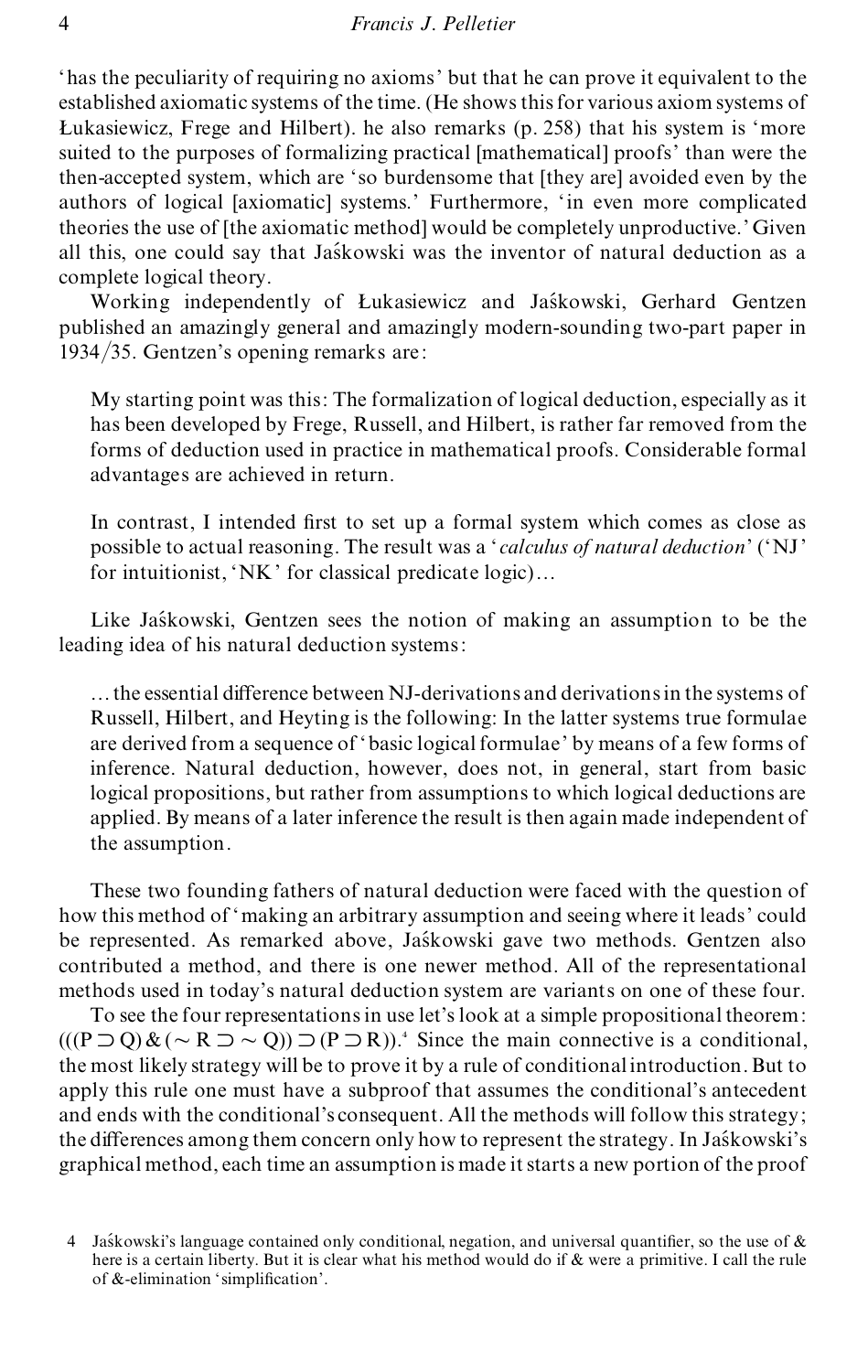'has the peculiarity of requiring no axioms' but that he can prove it equivalent to the established axiomatic systems of the time. (He shows this for various axiom systems of Łukasiewicz, Frege and Hilbert). he also remarks (p. 258) that his system is 'more suited to the purposes of formalizing practical [mathematical] proofs' than were the then-accepted system, which are 'so burdensome that [they are] avoided even by the authors of logical [axiomatic] systems.' Furthermore, 'in even more complicated theories the use of [the axiomatic method] would be completely unproductive.' Given all this, one could say that Jaśkowski was the inventor of natural deduction as a complete logical theory.

Working independently of Łukasiewicz and Jaśkowski, Gerhard Gentzen published an amazingly general and amazingly modern-sounding two-part paper in 1934/35. Gentzen's opening remarks are:

> My starting point was this: The formalization of logical deduction, especially as it has been developed by Frege, Russell, and Hilbert, is rather far removed from the forms of deduction used in practice in mathematical proofs. Considerable formal advantages are achieved in return.
>
> In contrast, I intended first to set up a formal system which comes as close as possible to actual reasoning. The result was a '*calculus of natural deduction*' ('NJ' for intuitionist, 'NK' for classical predicate logic)...

Like Jaśkowski, Gentzen sees the notion of making an assumption to be the leading idea of his natural deduction systems:

> ...the essential difference between NJ-derivations and derivations in the systems of Russell, Hilbert, and Heyting is the following: In the latter systems true formulae are derived from a sequence of 'basic logical formulae' by means of a few forms of inference. Natural deduction, however, does not, in general, start from basic logical propositions, but rather from assumptions to which logical deductions are applied. By means of a later inference the result is then again made independent of the assumption.

These two founding fathers of natural deduction were faced with the question of how this method of 'making an arbitrary assumption and seeing where it leads' could be represented. As remarked above, Jaśkowski gave two methods. Gentzen also contributed a method, and there is one newer method. All of the representational methods used in today's natural deduction system are variants on one of these four.

To see the four representations in use let's look at a simple propositional theorem: $(((P \supset Q) \,\&\, (\sim R \supset \sim Q)) \supset (P \supset R))$.[4] Since the main connective is a conditional, the most likely strategy will be to prove it by a rule of conditional introduction. But to apply this rule one must have a subproof that assumes the conditional's antecedent and ends with the conditional's consequent. All the methods will follow this strategy; the differences among them concern only how to represent the strategy. In Jaśkowski's graphical method, each time an assumption is made it starts a new portion of the proof

4 Jaśkowski's language contained only conditional, negation, and universal quantifier, so the use of & here is a certain liberty. But it is clear what his method would do if & were a primitive. I call the rule of &-elimination 'simplification'.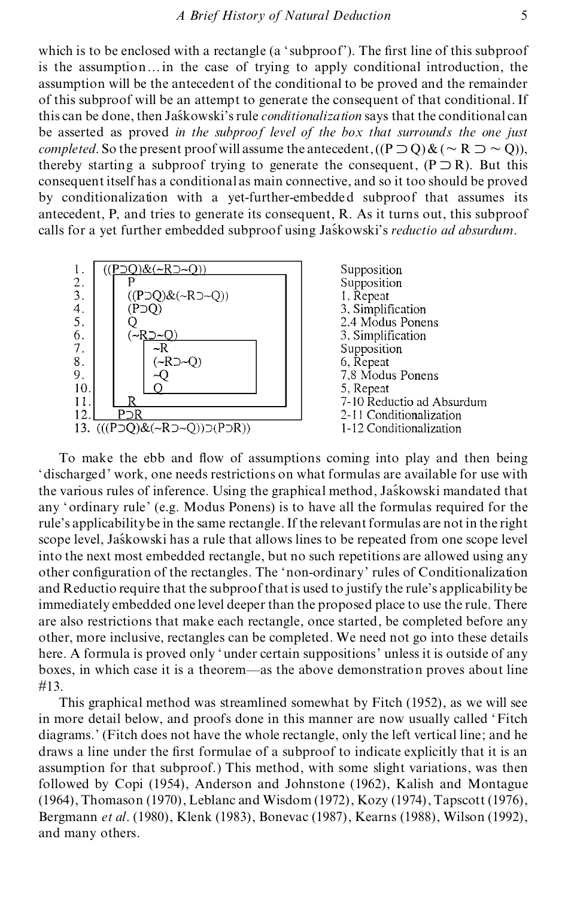which is to be enclosed with a rectangle (a 'subproof'). The first line of this subproof is the assumption… in the case of trying to apply conditional introduction, the assumption will be the antecedent of the conditional to be proved and the remainder of this subproof will be an attempt to generate the consequent of that conditional. If this can be done, then Jaśkowski's rule *conditionalization* says that the conditional can be asserted as proved *in the subproof level of the box that surrounds the one just completed*. So the present proof will assume the antecedent, $((P \supset Q) \& (\sim R \supset \sim Q))$, thereby starting a subproof trying to generate the consequent, $(P \supset R)$. But this consequent itself has a conditional as main connective, and so it too should be proved by conditionalization with a yet-further-embedded subproof that assumes its antecedent, P, and tries to generate its consequent, R. As it turns out, this subproof calls for a yet further embedded subproof using Jaśkowski's *reductio ad absurdum*.

| Line | Formula | Justification |
|---|---|---|
| 1. | $((P\supset Q)\&(\sim R\supset\sim Q))$ | Supposition |
| 2. | $P$ | Supposition |
| 3. | $((P\supset Q)\&(\sim R\supset\sim Q))$ | 1, Repeat |
| 4. | $(P\supset Q)$ | 3, Simplification |
| 5. | $Q$ | 2,4 Modus Ponens |
| 6. | $(\sim R\supset\sim Q)$ | 3, Simplification |
| 7. | $\sim R$ | Supposition |
| 8. | $(\sim R\supset\sim Q)$ | 6, Repeat |
| 9. | $\sim Q$ | 7,8 Modus Ponens |
| 10. | $Q$ | 5, Repeat |
| 11. | $R$ | 7-10 Reductio ad Absurdum |
| 12. | $P\supset R$ | 2-11 Conditionalization |
| 13. | $(((P\supset Q)\&(\sim R\supset\sim Q))\supset(P\supset R))$ | 1-12 Conditionalization |

To make the ebb and flow of assumptions coming into play and then being 'discharged' work, one needs restrictions on what formulas are available for use with the various rules of inference. Using the graphical method, Jaśkowski mandated that any 'ordinary rule' (e.g. Modus Ponens) is to have all the formulas required for the rule's applicability be in the same rectangle. If the relevant formulas are not in the right scope level, Jaśkowski has a rule that allows lines to be repeated from one scope level into the next most embedded rectangle, but no such repetitions are allowed using any other configuration of the rectangles. The 'non-ordinary' rules of Conditionalization and Reductio require that the subproof that is used to justify the rule's applicability be immediately embedded one level deeper than the proposed place to use the rule. There are also restrictions that make each rectangle, once started, be completed before any other, more inclusive, rectangles can be completed. We need not go into these details here. A formula is proved only 'under certain suppositions' unless it is outside of any boxes, in which case it is a theorem—as the above demonstration proves about line #13.

This graphical method was streamlined somewhat by Fitch (1952), as we will see in more detail below, and proofs done in this manner are now usually called 'Fitch diagrams.' (Fitch does not have the whole rectangle, only the left vertical line; and he draws a line under the first formulae of a subproof to indicate explicitly that it is an assumption for that subproof.) This method, with some slight variations, was then followed by Copi (1954), Anderson and Johnstone (1962), Kalish and Montague (1964), Thomason (1970), Leblanc and Wisdom (1972), Kozy (1974), Tapscott (1976), Bergmann *et al*. (1980), Klenk (1983), Bonevac (1987), Kearns (1988), Wilson (1992), and many others.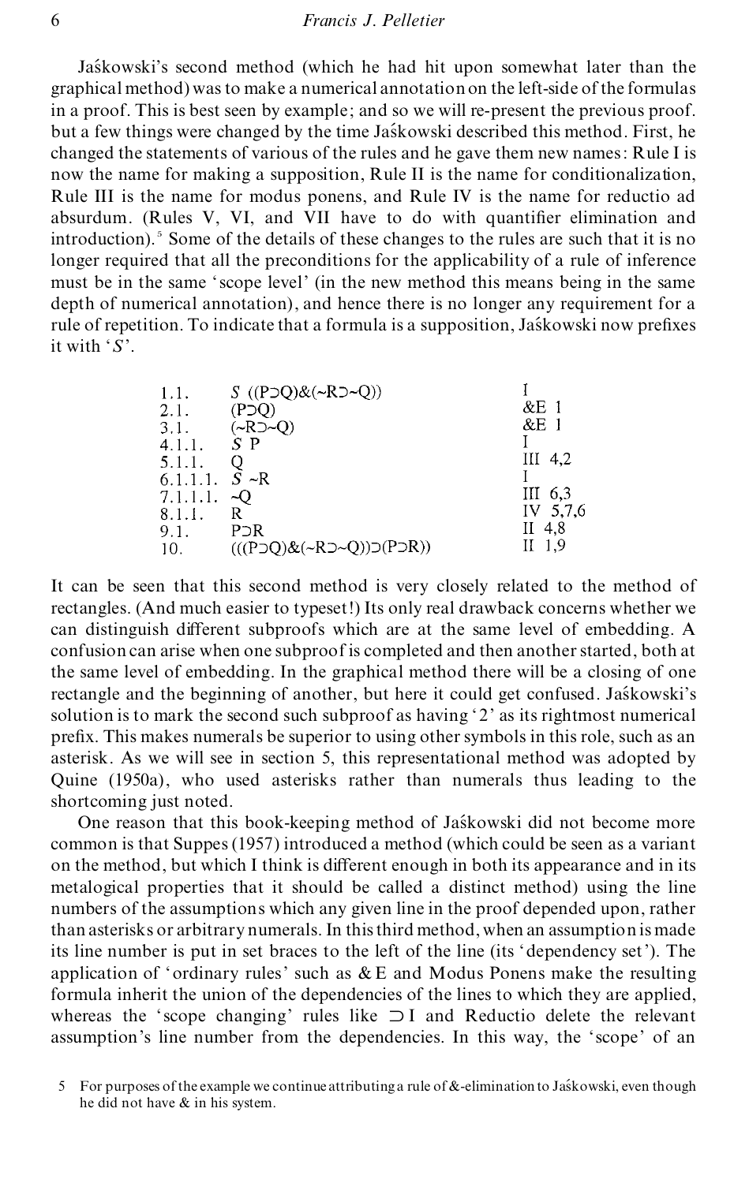Jaśkowski's second method (which he had hit upon somewhat later than the graphical method) was to make a numerical annotation on the left-side of the formulas in a proof. This is best seen by example; and so we will re-present the previous proof. but a few things were changed by the time Jaśkowski described this method. First, he changed the statements of various of the rules and he gave them new names: Rule I is now the name for making a supposition, Rule II is the name for conditionalization, Rule III is the name for modus ponens, and Rule IV is the name for reductio ad absurdum. (Rules V, VI, and VII have to do with quantifier elimination and introduction).[5] Some of the details of these changes to the rules are such that it is no longer required that all the preconditions for the applicability of a rule of inference must be in the same 'scope level' (in the new method this means being in the same depth of numerical annotation), and hence there is no longer any requirement for a rule of repetition. To indicate that a formula is a supposition, Jaśkowski now prefixes it with '*S*'.

| | | |
|---|---|---|
| 1.1. | *S* ((P⊃Q)&(~R⊃~Q)) | I |
| 2.1. | (P⊃Q) | &E 1 |
| 3.1. | (~R⊃~Q) | &E 1 |
| 4.1.1. | *S* P | I |
| 5.1.1. | Q | III 4,2 |
| 6.1.1.1. | *S* ~R | I |
| 7.1.1.1. | ~Q | III 6,3 |
| 8.1.1. | R | IV 5,7,6 |
| 9.1. | P⊃R | II 4,8 |
| 10. | (((P⊃Q)&(~R⊃~Q))⊃(P⊃R)) | II 1,9 |

It can be seen that this second method is very closely related to the method of rectangles. (And much easier to typeset!) Its only real drawback concerns whether we can distinguish different subproofs which are at the same level of embedding. A confusion can arise when one subproof is completed and then another started, both at the same level of embedding. In the graphical method there will be a closing of one rectangle and the beginning of another, but here it could get confused. Jaśkowski's solution is to mark the second such subproof as having '2' as its rightmost numerical prefix. This makes numerals be superior to using other symbols in this role, such as an asterisk. As we will see in section 5, this representational method was adopted by Quine (1950a), who used asterisks rather than numerals thus leading to the shortcoming just noted.

One reason that this book-keeping method of Jaśkowski did not become more common is that Suppes (1957) introduced a method (which could be seen as a variant on the method, but which I think is different enough in both its appearance and in its metalogical properties that it should be called a distinct method) using the line numbers of the assumptions which any given line in the proof depended upon, rather than asterisks or arbitrary numerals. In this third method, when an assumption is made its line number is put in set braces to the left of the line (its 'dependency set'). The application of 'ordinary rules' such as &E and Modus Ponens make the resulting formula inherit the union of the dependencies of the lines to which they are applied, whereas the 'scope changing' rules like ⊃I and Reductio delete the relevant assumption's line number from the dependencies. In this way, the 'scope' of an

5 For purposes of the example we continue attributing a rule of &-elimination to Jaśkowski, even though he did not have & in his system.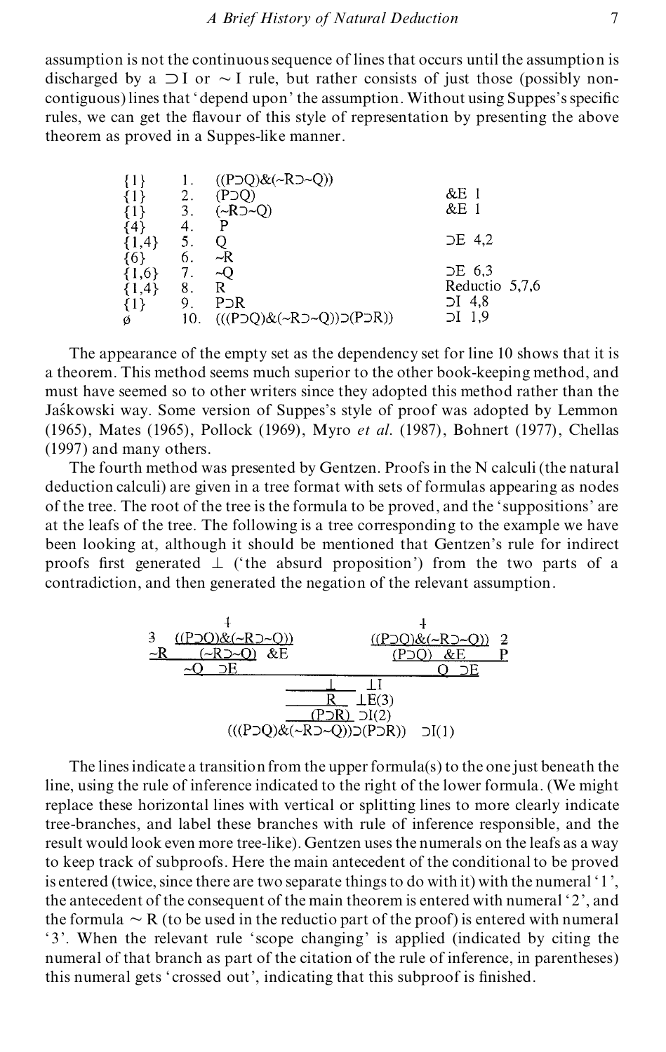assumption is not the continuous sequence of lines that occurs until the assumption is discharged by a $\supset$I or $\sim$I rule, but rather consists of just those (possibly non-contiguous) lines that 'depend upon' the assumption. Without using Suppes's specific rules, we can get the flavour of this style of representation by presenting the above theorem as proved in a Suppes-like manner.

| | | | |
|---|---|---|---|
| {1} | 1. | ((P⊃Q)&(~R⊃~Q)) | |
| {1} | 2. | (P⊃Q) | &E 1 |
| {1} | 3. | (~R⊃~Q) | &E 1 |
| {4} | 4. | P | |
| {1,4} | 5. | Q | ⊃E 4,2 |
| {6} | 6. | ~R | |
| {1,6} | 7. | ~Q | ⊃E 6,3 |
| {1,4} | 8. | R | Reductio 5,7,6 |
| {1} | 9. | P⊃R | ⊃I 4,8 |
| ø | 10. | (((P⊃Q)&(~R⊃~Q))⊃(P⊃R)) | ⊃I 1,9 |

The appearance of the empty set as the dependency set for line 10 shows that it is a theorem. This method seems much superior to the other book-keeping method, and must have seemed so to other writers since they adopted this method rather than the Jaśkowski way. Some version of Suppes's style of proof was adopted by Lemmon (1965), Mates (1965), Pollock (1969), Myro *et al.* (1987), Bohnert (1977), Chellas (1997) and many others.

The fourth method was presented by Gentzen. Proofs in the N calculi (the natural deduction calculi) are given in a tree format with sets of formulas appearing as nodes of the tree. The root of the tree is the formula to be proved, and the 'suppositions' are at the leafs of the tree. The following is a tree corresponding to the example we have been looking at, although it should be mentioned that Gentzen's rule for indirect proofs first generated $\perp$ ('the absurd proposition') from the two parts of a contradiction, and then generated the negation of the relevant assumption.

```
              1                                    1
 3   ((P⊃Q)&(~R⊃~Q))                     ((P⊃Q)&(~R⊃~Q))  2
 ~R      (~R⊃~Q)  &E                          (P⊃Q)  &E     P
     ~Q  ⊃E                                          Q  ⊃E
                            ⊥   ⊥I
                            R   ⊥E(3)
                         (P⊃R)  ⊃I(2)
              (((P⊃Q)&(~R⊃~Q))⊃(P⊃R))   ⊃I(1)
```

The lines indicate a transition from the upper formula(s) to the one just beneath the line, using the rule of inference indicated to the right of the lower formula. (We might replace these horizontal lines with vertical or splitting lines to more clearly indicate tree-branches, and label these branches with rule of inference responsible, and the result would look even more tree-like). Gentzen uses the numerals on the leafs as a way to keep track of subproofs. Here the main antecedent of the conditional to be proved is entered (twice, since there are two separate things to do with it) with the numeral '1', the antecedent of the consequent of the main theorem is entered with numeral '2', and the formula $\sim$R (to be used in the reductio part of the proof) is entered with numeral '3'. When the relevant rule 'scope changing' is applied (indicated by citing the numeral of that branch as part of the citation of the rule of inference, in parentheses) this numeral gets 'crossed out', indicating that this subproof is finished.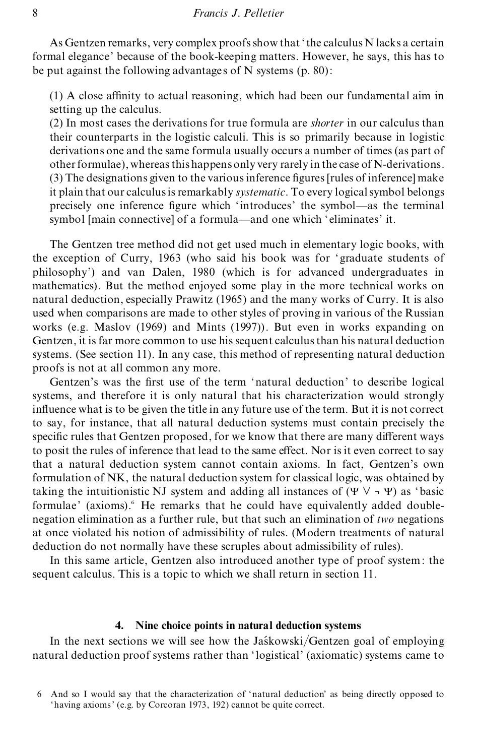As Gentzen remarks, very complex proofs show that 'the calculus N lacks a certain formal elegance' because of the book-keeping matters. However, he says, this has to be put against the following advantages of N systems (p. 80):

> (1) A close affinity to actual reasoning, which had been our fundamental aim in setting up the calculus.
> (2) In most cases the derivations for true formula are *shorter* in our calculus than their counterparts in the logistic calculi. This is so primarily because in logistic derivations one and the same formula usually occurs a number of times (as part of other formulae), whereas this happens only very rarely in the case of N-derivations.
> (3) The designations given to the various inference figures [rules of inference] make it plain that our calculus is remarkably *systematic*. To every logical symbol belongs precisely one inference figure which 'introduces' the symbol—as the terminal symbol [main connective] of a formula—and one which 'eliminates' it.

The Gentzen tree method did not get used much in elementary logic books, with the exception of Curry, 1963 (who said his book was for 'graduate students of philosophy') and van Dalen, 1980 (which is for advanced undergraduates in mathematics). But the method enjoyed some play in the more technical works on natural deduction, especially Prawitz (1965) and the many works of Curry. It is also used when comparisons are made to other styles of proving in various of the Russian works (e.g. Maslov (1969) and Mints (1997)). But even in works expanding on Gentzen, it is far more common to use his sequent calculus than his natural deduction systems. (See section 11). In any case, this method of representing natural deduction proofs is not at all common any more.

Gentzen's was the first use of the term 'natural deduction' to describe logical systems, and therefore it is only natural that his characterization would strongly influence what is to be given the title in any future use of the term. But it is not correct to say, for instance, that all natural deduction systems must contain precisely the specific rules that Gentzen proposed, for we know that there are many different ways to posit the rules of inference that lead to the same effect. Nor is it even correct to say that a natural deduction system cannot contain axioms. In fact, Gentzen's own formulation of NK, the natural deduction system for classical logic, was obtained by taking the intuitionistic NJ system and adding all instances of $(\Psi \vee \neg \Psi)$ as 'basic formulae' (axioms).[6] He remarks that he could have equivalently added double-negation elimination as a further rule, but that such an elimination of *two* negations at once violated his notion of admissibility of rules. (Modern treatments of natural deduction do not normally have these scruples about admissibility of rules).

In this same article, Gentzen also introduced another type of proof system: the sequent calculus. This is a topic to which we shall return in section 11.

## 4. Nine choice points in natural deduction systems

In the next sections we will see how the Jaśkowski/Gentzen goal of employing natural deduction proof systems rather than 'logistical' (axiomatic) systems came to

6 And so I would say that the characterization of 'natural deduction' as being directly opposed to 'having axioms' (e.g. by Corcoran 1973, 192) cannot be quite correct.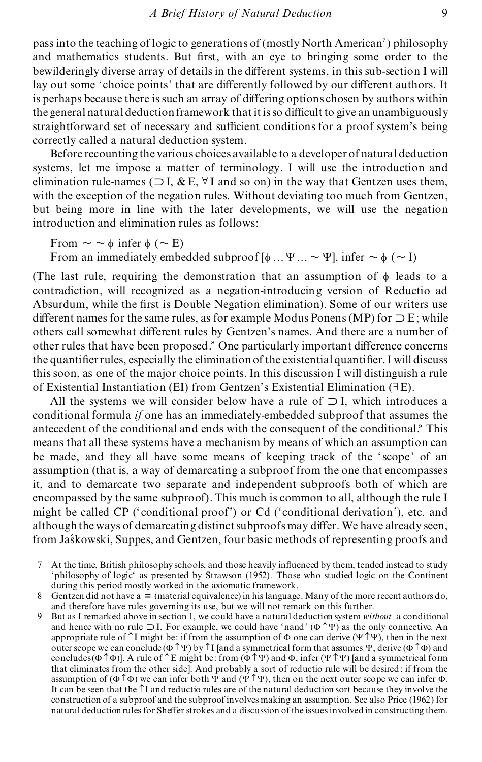pass into the teaching of logic to generations of (mostly North American[7]) philosophy and mathematics students. But first, with an eye to bringing some order to the bewilderingly diverse array of details in the different systems, in this sub-section I will lay out some 'choice points' that are differently followed by our different authors. It is perhaps because there is such an array of differing options chosen by authors within the general natural deduction framework that it is so difficult to give an unambiguously straightforward set of necessary and sufficient conditions for a proof system's being correctly called a natural deduction system.

Before recounting the various choices available to a developer of natural deduction systems, let me impose a matter of terminology. I will use the introduction and elimination rule-names ($\supset$I, &E, $\forall$I and so on) in the way that Gentzen uses them, with the exception of the negation rules. Without deviating too much from Gentzen, but being more in line with the later developments, we will use the negation introduction and elimination rules as follows:

From $\sim\sim\phi$ infer $\phi$ ($\sim$E)
From an immediately embedded subproof [$\phi \ldots \Psi \ldots \sim\Psi$], infer $\sim\phi$ ($\sim$I)

(The last rule, requiring the demonstration that an assumption of $\phi$ leads to a contradiction, will recognized as a negation-introducing version of Reductio ad Absurdum, while the first is Double Negation elimination). Some of our writers use different names for the same rules, as for example Modus Ponens (MP) for $\supset$E; while others call somewhat different rules by Gentzen's names. And there are a number of other rules that have been proposed.[8] One particularly important difference concerns the quantifier rules, especially the elimination of the existential quantifier. I will discuss this soon, as one of the major choice points. In this discussion I will distinguish a rule of Existential Instantiation (EI) from Gentzen's Existential Elimination ($\exists$E).

All the systems we will consider below have a rule of $\supset$I, which introduces a conditional formula *if* one has an immediately-embedded subproof that assumes the antecedent of the conditional and ends with the consequent of the conditional.[9] This means that all these systems have a mechanism by means of which an assumption can be made, and they all have some means of keeping track of the 'scope' of an assumption (that is, a way of demarcating a subproof from the one that encompasses it, and to demarcate two separate and independent subproofs both of which are encompassed by the same subproof). This much is common to all, although the rule I might be called CP ('conditional proof') or Cd ('conditional derivation'), etc. and although the ways of demarcating distinct subproofs may differ. We have already seen, from Jaśkowski, Suppes, and Gentzen, four basic methods of representing proofs and

7 At the time, British philosophy schools, and those heavily influenced by them, tended instead to study 'philosophy of logic' as presented by Strawson (1952). Those who studied logic on the Continent during this period mostly worked in the axiomatic framework.

8 Gentzen did not have a $\equiv$ (material equivalence) in his language. Many of the more recent authors do, and therefore have rules governing its use, but we will not remark on this further.

9 But as I remarked above in section 1, we could have a natural deduction system *without* a conditional and hence with no rule $\supset$I. For example, we could have 'nand' ($\Phi\uparrow\Psi$) as the only connective. An appropriate rule of $\uparrow$I might be: if from the assumption of $\Phi$ one can derive ($\Psi\uparrow\Psi$), then in the next outer scope we can conclude ($\Phi\uparrow\Psi$) by $\uparrow$I [and a symmetrical form that assumes $\Psi$, derive ($\Phi\uparrow\Phi$) and concludes ($\Phi\uparrow\Phi$)]. A rule of $\uparrow$E might be: from ($\Phi\uparrow\Psi$) and $\Phi$, infer ($\Psi\uparrow\Psi$) [and a symmetrical form that eliminates from the other side]. And probably a sort of reductio rule will be desired: if from the assumption of ($\Phi\uparrow\Phi$) we can infer both $\Psi$ and ($\Psi\uparrow\Psi$), then on the next outer scope we can infer $\Phi$. It can be seen that the $\uparrow$I and reductio rules are of the natural deduction sort because they involve the construction of a subproof and the subproof involves making an assumption. See also Price (1962) for natural deduction rules for Sheffer strokes and a discussion of the issues involved in constructing them.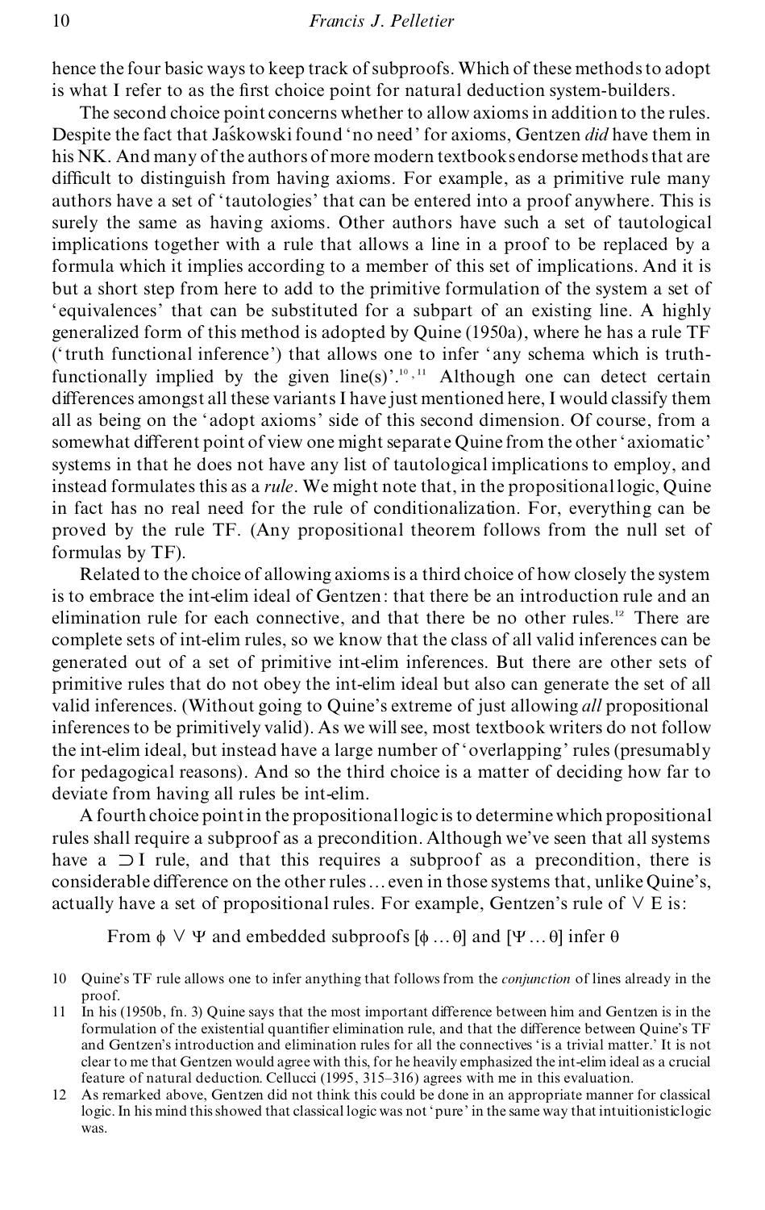hence the four basic ways to keep track of subproofs. Which of these methods to adopt is what I refer to as the first choice point for natural deduction system-builders.

The second choice point concerns whether to allow axioms in addition to the rules. Despite the fact that Jaśkowski found 'no need' for axioms, Gentzen *did* have them in his NK. And many of the authors of more modern textbooks endorse methods that are difficult to distinguish from having axioms. For example, as a primitive rule many authors have a set of 'tautologies' that can be entered into a proof anywhere. This is surely the same as having axioms. Other authors have such a set of tautological implications together with a rule that allows a line in a proof to be replaced by a formula which it implies according to a member of this set of implications. And it is but a short step from here to add to the primitive formulation of the system a set of 'equivalences' that can be substituted for a subpart of an existing line. A highly generalized form of this method is adopted by Quine (1950a), where he has a rule TF ('truth functional inference') that allows one to infer 'any schema which is truth-functionally implied by the given line(s)'.[10,11] Although one can detect certain differences amongst all these variants I have just mentioned here, I would classify them all as being on the 'adopt axioms' side of this second dimension. Of course, from a somewhat different point of view one might separate Quine from the other 'axiomatic' systems in that he does not have any list of tautological implications to employ, and instead formulates this as a *rule*. We might note that, in the propositional logic, Quine in fact has no real need for the rule of conditionalization. For, everything can be proved by the rule TF. (Any propositional theorem follows from the null set of formulas by TF).

Related to the choice of allowing axioms is a third choice of how closely the system is to embrace the int-elim ideal of Gentzen: that there be an introduction rule and an elimination rule for each connective, and that there be no other rules.[12] There are complete sets of int-elim rules, so we know that the class of all valid inferences can be generated out of a set of primitive int-elim inferences. But there are other sets of primitive rules that do not obey the int-elim ideal but also can generate the set of all valid inferences. (Without going to Quine's extreme of just allowing *all* propositional inferences to be primitively valid). As we will see, most textbook writers do not follow the int-elim ideal, but instead have a large number of 'overlapping' rules (presumably for pedagogical reasons). And so the third choice is a matter of deciding how far to deviate from having all rules be int-elim.

A fourth choice point in the propositional logic is to determine which propositional rules shall require a subproof as a precondition. Although we've seen that all systems have a $\supset$I rule, and that this requires a subproof as a precondition, there is considerable difference on the other rules… even in those systems that, unlike Quine's, actually have a set of propositional rules. For example, Gentzen's rule of $\vee$E is:

From $\phi \vee \Psi$ and embedded subproofs $[\phi \ldots \theta]$ and $[\Psi \ldots \theta]$ infer $\theta$

10 Quine's TF rule allows one to infer anything that follows from the *conjunction* of lines already in the proof.

11 In his (1950b, fn. 3) Quine says that the most important difference between him and Gentzen is in the formulation of the existential quantifier elimination rule, and that the difference between Quine's TF and Gentzen's introduction and elimination rules for all the connectives 'is a trivial matter.' It is not clear to me that Gentzen would agree with this, for he heavily emphasized the int-elim ideal as a crucial feature of natural deduction. Cellucci (1995, 315–316) agrees with me in this evaluation.

12 As remarked above, Gentzen did not think this could be done in an appropriate manner for classical logic. In his mind this showed that classical logic was not 'pure' in the same way that intuitionistic logic was.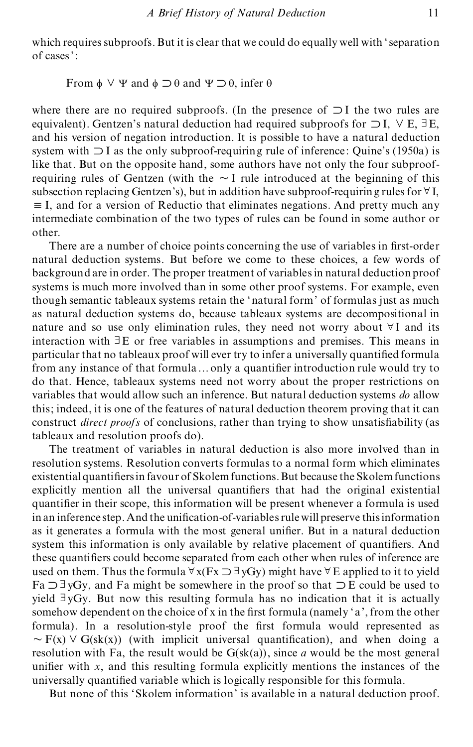which requires subproofs. But it is clear that we could do equally well with 'separation of cases':

From $\phi \vee \Psi$ and $\phi \supset \theta$ and $\Psi \supset \theta$, infer $\theta$

where there are no required subproofs. (In the presence of $\supset$I the two rules are equivalent). Gentzen's natural deduction had required subproofs for $\supset$I, $\vee$E, $\exists$E, and his version of negation introduction. It is possible to have a natural deduction system with $\supset$I as the only subproof-requiring rule of inference: Quine's (1950a) is like that. But on the opposite hand, some authors have not only the four subproof-requiring rules of Gentzen (with the $\sim$I rule introduced at the beginning of this subsection replacing Gentzen's), but in addition have subproof-requiring rules for $\forall$I, $\equiv$I, and for a version of Reductio that eliminates negations. And pretty much any intermediate combination of the two types of rules can be found in some author or other.

There are a number of choice points concerning the use of variables in first-order natural deduction systems. But before we come to these choices, a few words of background are in order. The proper treatment of variables in natural deduction proof systems is much more involved than in some other proof systems. For example, even though semantic tableaux systems retain the 'natural form' of formulas just as much as natural deduction systems do, because tableaux systems are decompositional in nature and so use only elimination rules, they need not worry about $\forall$I and its interaction with $\exists$E or free variables in assumptions and premises. This means in particular that no tableaux proof will ever try to infer a universally quantified formula from any instance of that formula … only a quantifier introduction rule would try to do that. Hence, tableaux systems need not worry about the proper restrictions on variables that would allow such an inference. But natural deduction systems *do* allow this; indeed, it is one of the features of natural deduction theorem proving that it can construct *direct proofs* of conclusions, rather than trying to show unsatisfiability (as tableaux and resolution proofs do).

The treatment of variables in natural deduction is also more involved than in resolution systems. Resolution converts formulas to a normal form which eliminates existential quantifiers in favour of Skolem functions. But because the Skolem functions explicitly mention all the universal quantifiers that had the original existential quantifier in their scope, this information will be present whenever a formula is used in an inference step. And the unification-of-variables rule will preserve this information as it generates a formula with the most general unifier. But in a natural deduction system this information is only available by relative placement of quantifiers. And these quantifiers could become separated from each other when rules of inference are used on them. Thus the formula $\forall x(Fx \supset \exists yGy)$ might have $\forall$E applied to it to yield $Fa \supset \exists yGy$, and $Fa$ might be somewhere in the proof so that $\supset$E could be used to yield $\exists yGy$. But now this resulting formula has no indication that it is actually somehow dependent on the choice of x in the first formula (namely 'a', from the other formula). In a resolution-style proof the first formula would represented as $\sim F(x) \vee G(sk(x))$ (with implicit universal quantification), and when doing a resolution with Fa, the result would be $G(sk(a))$, since *a* would be the most general unifier with *x*, and this resulting formula explicitly mentions the instances of the universally quantified variable which is logically responsible for this formula.

But none of this 'Skolem information' is available in a natural deduction proof.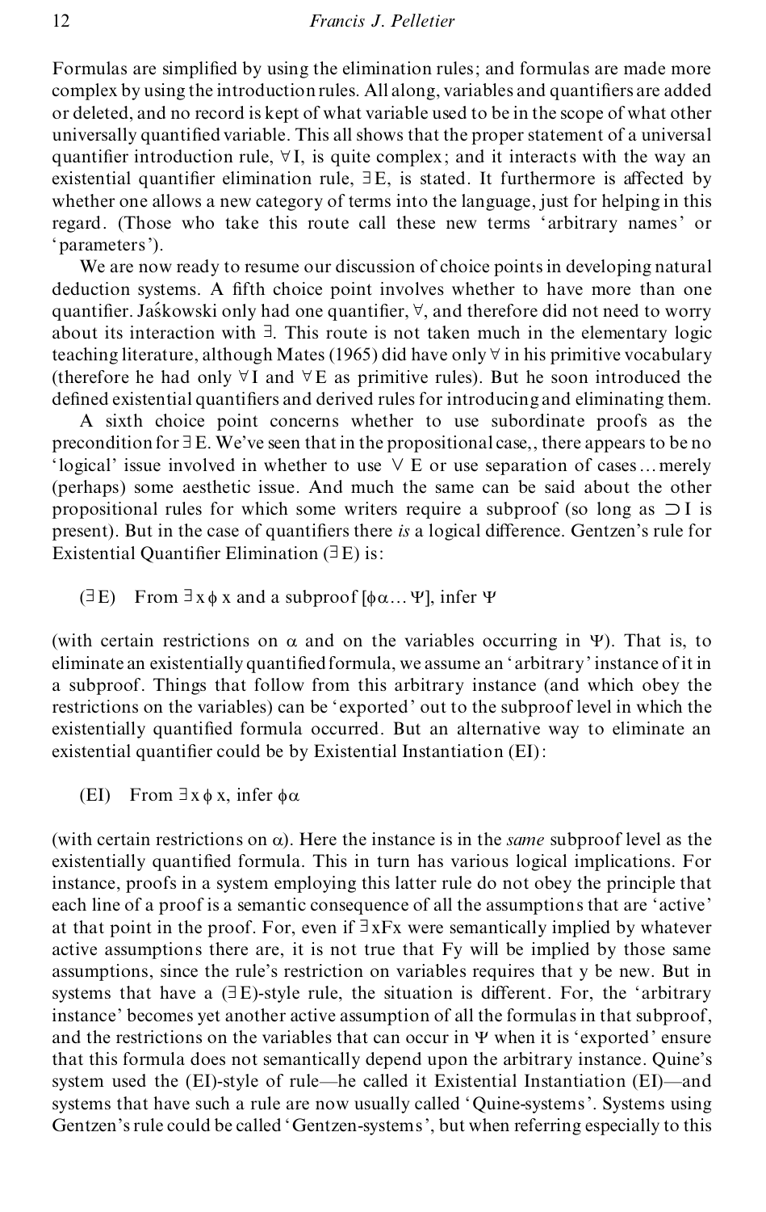Formulas are simplified by using the elimination rules; and formulas are made more complex by using the introduction rules. All along, variables and quantifiers are added or deleted, and no record is kept of what variable used to be in the scope of what other universally quantified variable. This all shows that the proper statement of a universal quantifier introduction rule, $\forall$I, is quite complex; and it interacts with the way an existential quantifier elimination rule, $\exists$E, is stated. It furthermore is affected by whether one allows a new category of terms into the language, just for helping in this regard. (Those who take this route call these new terms 'arbitrary names' or 'parameters').

We are now ready to resume our discussion of choice points in developing natural deduction systems. A fifth choice point involves whether to have more than one quantifier. Jaśkowski only had one quantifier, $\forall$, and therefore did not need to worry about its interaction with $\exists$. This route is not taken much in the elementary logic teaching literature, although Mates (1965) did have only $\forall$ in his primitive vocabulary (therefore he had only $\forall$I and $\forall$E as primitive rules). But he soon introduced the defined existential quantifiers and derived rules for introducing and eliminating them.

A sixth choice point concerns whether to use subordinate proofs as the precondition for $\exists$E. We've seen that in the propositional case,, there appears to be no 'logical' issue involved in whether to use $\vee$ E or use separation of cases ... merely (perhaps) some aesthetic issue. And much the same can be said about the other propositional rules for which some writers require a subproof (so long as $\supset$I is present). But in the case of quantifiers there *is* a logical difference. Gentzen's rule for Existential Quantifier Elimination ($\exists$E) is:

($\exists$E) From $\exists x \phi x$ and a subproof [$\phi\alpha \ldots \Psi$], infer $\Psi$

(with certain restrictions on $\alpha$ and on the variables occurring in $\Psi$). That is, to eliminate an existentially quantified formula, we assume an 'arbitrary' instance of it in a subproof. Things that follow from this arbitrary instance (and which obey the restrictions on the variables) can be 'exported' out to the subproof level in which the existentially quantified formula occurred. But an alternative way to eliminate an existential quantifier could be by Existential Instantiation (EI):

(EI) From $\exists x \phi x$, infer $\phi\alpha$

(with certain restrictions on $\alpha$). Here the instance is in the *same* subproof level as the existentially quantified formula. This in turn has various logical implications. For instance, proofs in a system employing this latter rule do not obey the principle that each line of a proof is a semantic consequence of all the assumptions that are 'active' at that point in the proof. For, even if $\exists x Fx$ were semantically implied by whatever active assumptions there are, it is not true that $Fy$ will be implied by those same assumptions, since the rule's restriction on variables requires that y be new. But in systems that have a ($\exists$E)-style rule, the situation is different. For, the 'arbitrary instance' becomes yet another active assumption of all the formulas in that subproof, and the restrictions on the variables that can occur in $\Psi$ when it is 'exported' ensure that this formula does not semantically depend upon the arbitrary instance. Quine's system used the (EI)-style of rule—he called it Existential Instantiation (EI)—and systems that have such a rule are now usually called 'Quine-systems'. Systems using Gentzen's rule could be called 'Gentzen-systems', but when referring especially to this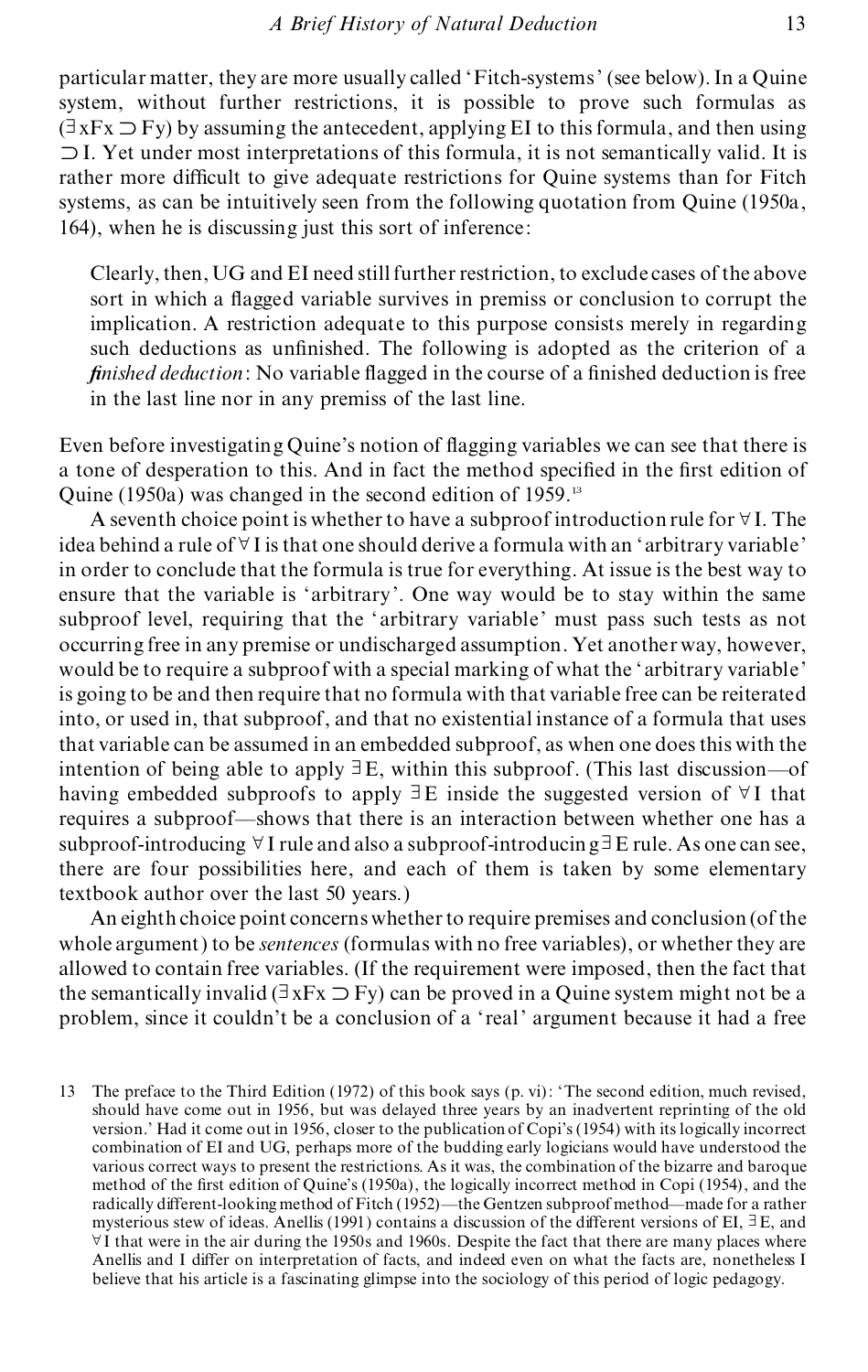particular matter, they are more usually called 'Fitch-systems' (see below). In a Quine system, without further restrictions, it is possible to prove such formulas as $(\exists xFx \supset Fy)$ by assuming the antecedent, applying EI to this formula, and then using $\supset$I. Yet under most interpretations of this formula, it is not semantically valid. It is rather more difficult to give adequate restrictions for Quine systems than for Fitch systems, as can be intuitively seen from the following quotation from Quine (1950a, 164), when he is discussing just this sort of inference:

> Clearly, then, UG and EI need still further restriction, to exclude cases of the above sort in which a flagged variable survives in premiss or conclusion to corrupt the implication. A restriction adequate to this purpose consists merely in regarding such deductions as unfinished. The following is adopted as the criterion of a *finished deduction*: No variable flagged in the course of a finished deduction is free in the last line nor in any premiss of the last line.

Even before investigating Quine's notion of flagging variables we can see that there is a tone of desperation to this. And in fact the method specified in the first edition of Quine (1950a) was changed in the second edition of 1959.[13]

A seventh choice point is whether to have a subproof introduction rule for $\forall$I. The idea behind a rule of $\forall$I is that one should derive a formula with an 'arbitrary variable' in order to conclude that the formula is true for everything. At issue is the best way to ensure that the variable is 'arbitrary'. One way would be to stay within the same subproof level, requiring that the 'arbitrary variable' must pass such tests as not occurring free in any premise or undischarged assumption. Yet another way, however, would be to require a subproof with a special marking of what the 'arbitrary variable' is going to be and then require that no formula with that variable free can be reiterated into, or used in, that subproof, and that no existential instance of a formula that uses that variable can be assumed in an embedded subproof, as when one does this with the intention of being able to apply $\exists$E, within this subproof. (This last discussion—of having embedded subproofs to apply $\exists$E inside the suggested version of $\forall$I that requires a subproof—shows that there is an interaction between whether one has a subproof-introducing $\forall$I rule and also a subproof-introducing $\exists$E rule. As one can see, there are four possibilities here, and each of them is taken by some elementary textbook author over the last 50 years.)

An eighth choice point concerns whether to require premises and conclusion (of the whole argument) to be *sentences* (formulas with no free variables), or whether they are allowed to contain free variables. (If the requirement were imposed, then the fact that the semantically invalid $(\exists xFx \supset Fy)$ can be proved in a Quine system might not be a problem, since it couldn't be a conclusion of a 'real' argument because it had a free

---

13 The preface to the Third Edition (1972) of this book says (p. vi): 'The second edition, much revised, should have come out in 1956, but was delayed three years by an inadvertent reprinting of the old version.' Had it come out in 1956, closer to the publication of Copi's (1954) with its logically incorrect combination of EI and UG, perhaps more of the budding early logicians would have understood the various correct ways to present the restrictions. As it was, the combination of the bizarre and baroque method of the first edition of Quine's (1950a), the logically incorrect method in Copi (1954), and the radically different-looking method of Fitch (1952)—the Gentzen subproof method—made for a rather mysterious stew of ideas. Anellis (1991) contains a discussion of the different versions of EI, $\exists$E, and $\forall$I that were in the air during the 1950s and 1960s. Despite the fact that there are many places where Anellis and I differ on interpretation of facts, and indeed even on what the facts are, nonetheless I believe that his article is a fascinating glimpse into the sociology of this period of logic pedagogy.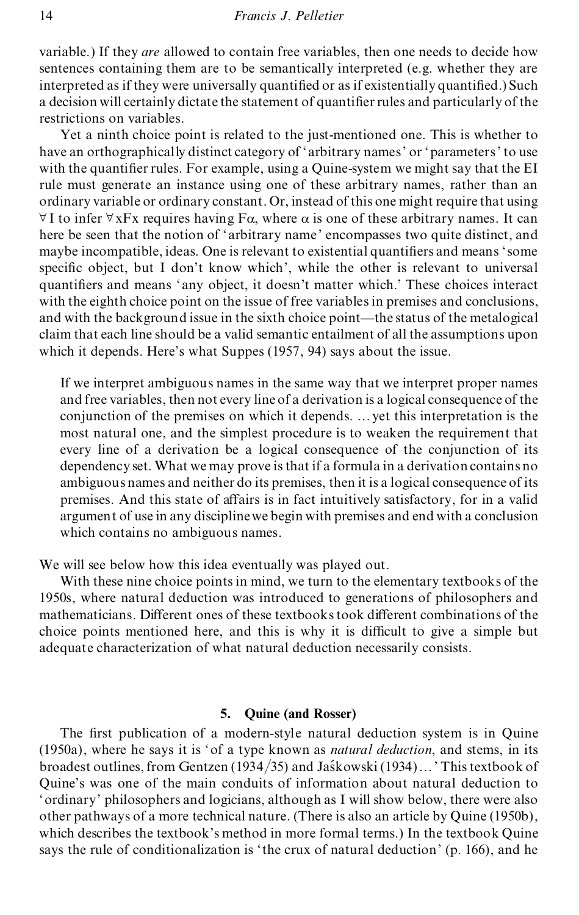variable.) If they *are* allowed to contain free variables, then one needs to decide how sentences containing them are to be semantically interpreted (e.g. whether they are interpreted as if they were universally quantified or as if existentially quantified.) Such a decision will certainly dictate the statement of quantifier rules and particularly of the restrictions on variables.

Yet a ninth choice point is related to the just-mentioned one. This is whether to have an orthographically distinct category of 'arbitrary names' or 'parameters' to use with the quantifier rules. For example, using a Quine-system we might say that the EI rule must generate an instance using one of these arbitrary names, rather than an ordinary variable or ordinary constant. Or, instead of this one might require that using $\forall$I to infer $\forall xFx$ requires having $F\alpha$, where $\alpha$ is one of these arbitrary names. It can here be seen that the notion of 'arbitrary name' encompasses two quite distinct, and maybe incompatible, ideas. One is relevant to existential quantifiers and means 'some specific object, but I don't know which', while the other is relevant to universal quantifiers and means 'any object, it doesn't matter which.' These choices interact with the eighth choice point on the issue of free variables in premises and conclusions, and with the background issue in the sixth choice point—the status of the metalogical claim that each line should be a valid semantic entailment of all the assumptions upon which it depends. Here's what Suppes (1957, 94) says about the issue.

> If we interpret ambiguous names in the same way that we interpret proper names and free variables, then not every line of a derivation is a logical consequence of the conjunction of the premises on which it depends. ... yet this interpretation is the most natural one, and the simplest procedure is to weaken the requirement that every line of a derivation be a logical consequence of the conjunction of its dependency set. What we may prove is that if a formula in a derivation contains no ambiguous names and neither do its premises, then it is a logical consequence of its premises. And this state of affairs is in fact intuitively satisfactory, for in a valid argument of use in any discipline we begin with premises and end with a conclusion which contains no ambiguous names.

We will see below how this idea eventually was played out.

With these nine choice points in mind, we turn to the elementary textbooks of the 1950s, where natural deduction was introduced to generations of philosophers and mathematicians. Different ones of these textbooks took different combinations of the choice points mentioned here, and this is why it is difficult to give a simple but adequate characterization of what natural deduction necessarily consists.

## 5. Quine (and Rosser)

The first publication of a modern-style natural deduction system is in Quine (1950a), where he says it is 'of a type known as *natural deduction*, and stems, in its broadest outlines, from Gentzen (1934/35) and Jaśkowski (1934)...' This textbook of Quine's was one of the main conduits of information about natural deduction to 'ordinary' philosophers and logicians, although as I will show below, there were also other pathways of a more technical nature. (There is also an article by Quine (1950b), which describes the textbook's method in more formal terms.) In the textbook Quine says the rule of conditionalization is 'the crux of natural deduction' (p. 166), and he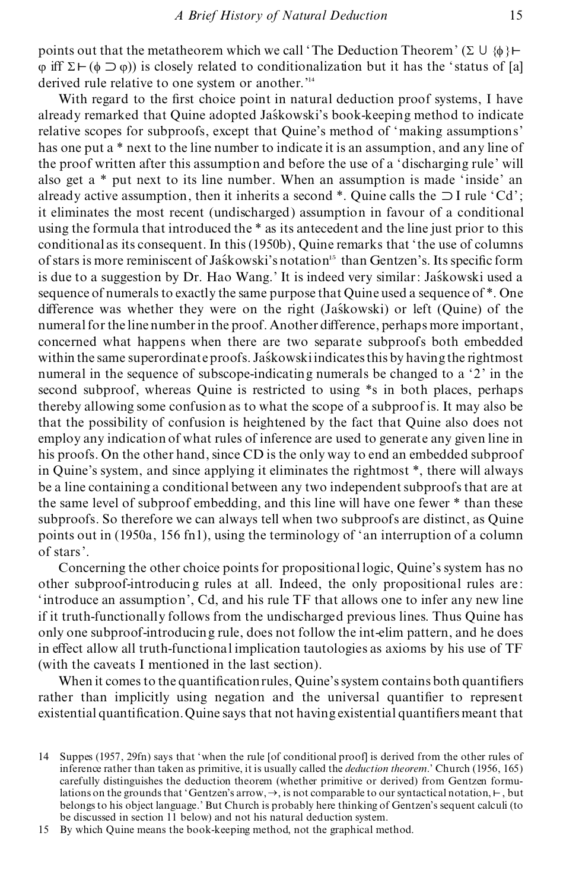points out that the metatheorem which we call 'The Deduction Theorem' ($\Sigma \cup \{\phi\} \vdash \varphi$ iff $\Sigma \vdash (\phi \supset \varphi)$) is closely related to conditionalization but it has the 'status of [a] derived rule relative to one system or another.'[14]

With regard to the first choice point in natural deduction proof systems, I have already remarked that Quine adopted Jaśkowski's book-keeping method to indicate relative scopes for subproofs, except that Quine's method of 'making assumptions' has one put a * next to the line number to indicate it is an assumption, and any line of the proof written after this assumption and before the use of a 'discharging rule' will also get a * put next to its line number. When an assumption is made 'inside' an already active assumption, then it inherits a second *. Quine calls the $\supset$I rule 'Cd'; it eliminates the most recent (undischarged) assumption in favour of a conditional using the formula that introduced the * as its antecedent and the line just prior to this conditional as its consequent. In this (1950b), Quine remarks that 'the use of columns of stars is more reminiscent of Jaśkowski's notation[15] than Gentzen's. Its specific form is due to a suggestion by Dr. Hao Wang.' It is indeed very similar: Jaśkowski used a sequence of numerals to exactly the same purpose that Quine used a sequence of *. One difference was whether they were on the right (Jaśkowski) or left (Quine) of the numeral for the line number in the proof. Another difference, perhaps more important, concerned what happens when there are two separate subproofs both embedded within the same superordinate proofs. Jaśkowski indicates this by having the rightmost numeral in the sequence of subscope-indicating numerals be changed to a '2' in the second subproof, whereas Quine is restricted to using *s in both places, perhaps thereby allowing some confusion as to what the scope of a subproof is. It may also be that the possibility of confusion is heightened by the fact that Quine also does not employ any indication of what rules of inference are used to generate any given line in his proofs. On the other hand, since CD is the only way to end an embedded subproof in Quine's system, and since applying it eliminates the rightmost *, there will always be a line containing a conditional between any two independent subproofs that are at the same level of subproof embedding, and this line will have one fewer * than these subproofs. So therefore we can always tell when two subproofs are distinct, as Quine points out in (1950a, 156 fn1), using the terminology of 'an interruption of a column of stars'.

Concerning the other choice points for propositional logic, Quine's system has no other subproof-introducing rules at all. Indeed, the only propositional rules are: 'introduce an assumption', Cd, and his rule TF that allows one to infer any new line if it truth-functionally follows from the undischarged previous lines. Thus Quine has only one subproof-introducing rule, does not follow the int-elim pattern, and he does in effect allow all truth-functional implication tautologies as axioms by his use of TF (with the caveats I mentioned in the last section).

When it comes to the quantification rules, Quine's system contains both quantifiers rather than implicitly using negation and the universal quantifier to represent existential quantification. Quine says that not having existential quantifiers meant that

---

14 Suppes (1957, 29fn) says that 'when the rule [of conditional proof] is derived from the other rules of inference rather than taken as primitive, it is usually called the *deduction theorem*.' Church (1956, 165) carefully distinguishes the deduction theorem (whether primitive or derived) from Gentzen formulations on the grounds that 'Gentzen's arrow, $\rightarrow$, is not comparable to our syntactical notation, $\vdash$, but belongs to his object language.' But Church is probably here thinking of Gentzen's sequent calculi (to be discussed in section 11 below) and not his natural deduction system.

15 By which Quine means the book-keeping method, not the graphical method.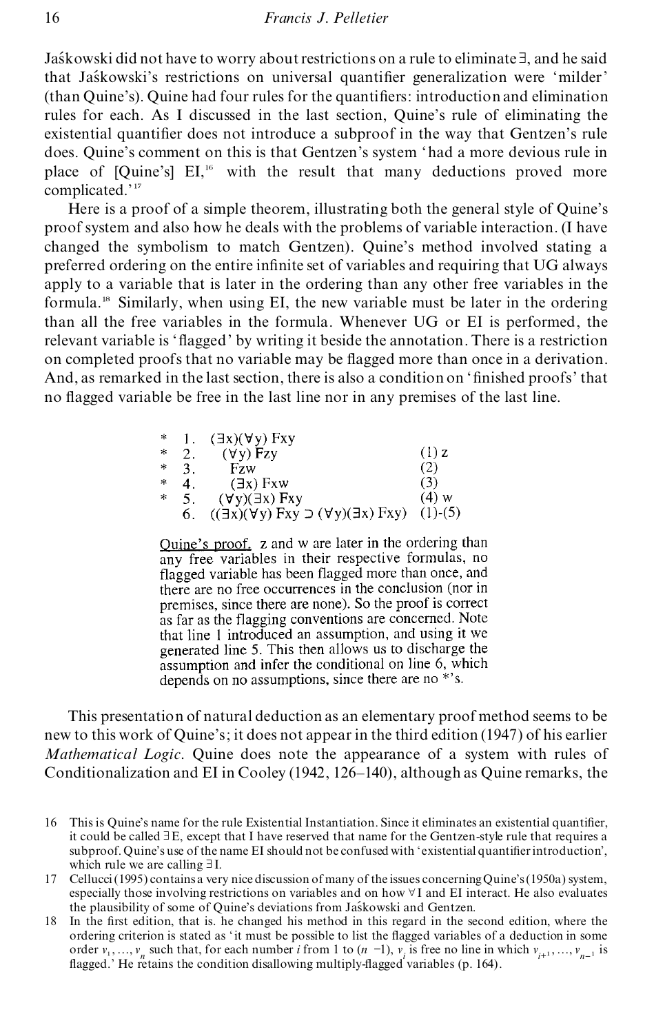Jaśkowski did not have to worry about restrictions on a rule to eliminate ∃, and he said that Jaśkowski's restrictions on universal quantifier generalization were 'milder' (than Quine's). Quine had four rules for the quantifiers: introduction and elimination rules for each. As I discussed in the last section, Quine's rule of eliminating the existential quantifier does not introduce a subproof in the way that Gentzen's rule does. Quine's comment on this is that Gentzen's system 'had a more devious rule in place of [Quine's] EI,[16] with the result that many deductions proved more complicated.'[17]

Here is a proof of a simple theorem, illustrating both the general style of Quine's proof system and also how he deals with the problems of variable interaction. (I have changed the symbolism to match Gentzen). Quine's method involved stating a preferred ordering on the entire infinite set of variables and requiring that UG always apply to a variable that is later in the ordering than any other free variables in the formula.[18] Similarly, when using EI, the new variable must be later in the ordering than all the free variables in the formula. Whenever UG or EI is performed, the relevant variable is 'flagged' by writing it beside the annotation. There is a restriction on completed proofs that no variable may be flagged more than once in a derivation. And, as remarked in the last section, there is also a condition on 'finished proofs' that no flagged variable be free in the last line nor in any premises of the last line.

| | | | |
|---|---|---|---|
| * | 1. | (∃x)(∀y) Fxy | |
| * | 2. | (∀y) Fzy | (1) z |
| * | 3. | Fzw | (2) |
| * | 4. | (∃x) Fxw | (3) |
| * | 5. | (∀y)(∃x) Fxy | (4) w |
| | 6. | ((∃x)(∀y) Fxy ⊃ (∀y)(∃x) Fxy) | (1)-(5) |

Quine's proof. z and w are later in the ordering than any free variables in their respective formulas, no flagged variable has been flagged more than once, and there are no free occurrences in the conclusion (nor in premises, since there are none). So the proof is correct as far as the flagging conventions are concerned. Note that line 1 introduced an assumption, and using it we generated line 5. This then allows us to discharge the assumption and infer the conditional on line 6, which depends on no assumptions, since there are no *'s.

This presentation of natural deduction as an elementary proof method seems to be new to this work of Quine's; it does not appear in the third edition (1947) of his earlier *Mathematical Logic*. Quine does note the appearance of a system with rules of Conditionalization and EI in Cooley (1942, 126–140), although as Quine remarks, the

16 This is Quine's name for the rule Existential Instantiation. Since it eliminates an existential quantifier, it could be called ∃E, except that I have reserved that name for the Gentzen-style rule that requires a subproof. Quine's use of the name EI should not be confused with 'existential quantifier introduction', which rule we are calling ∃I.

17 Cellucci (1995) contains a very nice discussion of many of the issues concerning Quine's (1950a) system, especially those involving restrictions on variables and on how ∀I and EI interact. He also evaluates the plausibility of some of Quine's deviations from Jaśkowski and Gentzen.

18 In the first edition, that is. he changed his method in this regard in the second edition, where the ordering criterion is stated as 'it must be possible to list the flagged variables of a deduction in some order $v_1, \ldots, v_n$ such that, for each number $i$ from 1 to $(n-1)$, $v_i$ is free no line in which $v_{i+1}, \ldots, v_{n-1}$ is flagged.' He retains the condition disallowing multiply-flagged variables (p. 164).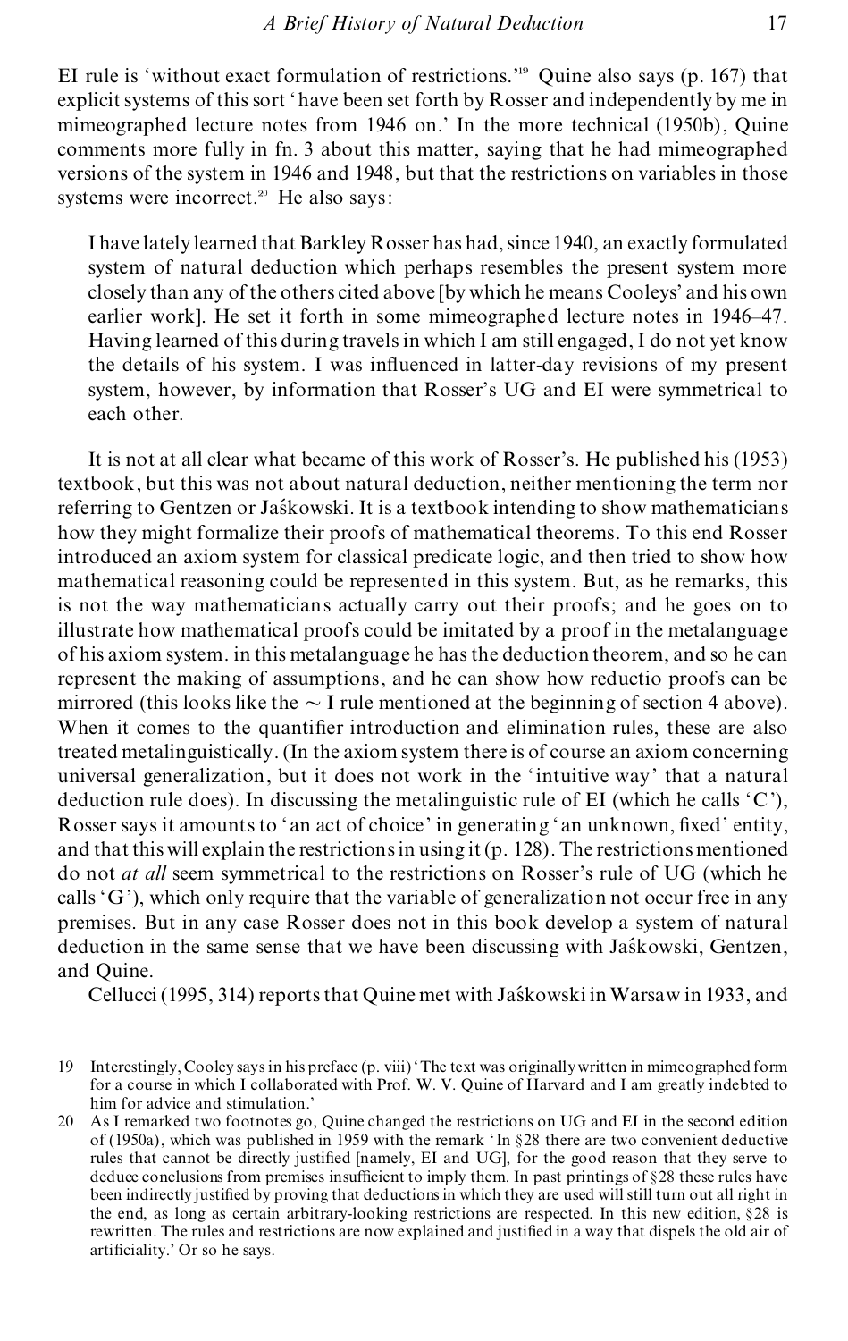EI rule is 'without exact formulation of restrictions.'[19] Quine also says (p. 167) that explicit systems of this sort 'have been set forth by Rosser and independently by me in mimeographed lecture notes from 1946 on.' In the more technical (1950b), Quine comments more fully in fn. 3 about this matter, saying that he had mimeographed versions of the system in 1946 and 1948, but that the restrictions on variables in those systems were incorrect.[20] He also says:

> I have lately learned that Barkley Rosser has had, since 1940, an exactly formulated system of natural deduction which perhaps resembles the present system more closely than any of the others cited above [by which he means Cooleys' and his own earlier work]. He set it forth in some mimeographed lecture notes in 1946–47. Having learned of this during travels in which I am still engaged, I do not yet know the details of his system. I was influenced in latter-day revisions of my present system, however, by information that Rosser's UG and EI were symmetrical to each other.

It is not at all clear what became of this work of Rosser's. He published his (1953) textbook, but this was not about natural deduction, neither mentioning the term nor referring to Gentzen or Jaśkowski. It is a textbook intending to show mathematicians how they might formalize their proofs of mathematical theorems. To this end Rosser introduced an axiom system for classical predicate logic, and then tried to show how mathematical reasoning could be represented in this system. But, as he remarks, this is not the way mathematicians actually carry out their proofs; and he goes on to illustrate how mathematical proofs could be imitated by a proof in the metalanguage of his axiom system. in this metalanguage he has the deduction theorem, and so he can represent the making of assumptions, and he can show how reductio proofs can be mirrored (this looks like the $\sim$ I rule mentioned at the beginning of section 4 above). When it comes to the quantifier introduction and elimination rules, these are also treated metalinguistically. (In the axiom system there is of course an axiom concerning universal generalization, but it does not work in the 'intuitive way' that a natural deduction rule does). In discussing the metalinguistic rule of EI (which he calls 'C'), Rosser says it amounts to 'an act of choice' in generating 'an unknown, fixed' entity, and that this will explain the restrictions in using it (p. 128). The restrictions mentioned do not *at all* seem symmetrical to the restrictions on Rosser's rule of UG (which he calls 'G'), which only require that the variable of generalization not occur free in any premises. But in any case Rosser does not in this book develop a system of natural deduction in the same sense that we have been discussing with Jaśkowski, Gentzen, and Quine.

Cellucci (1995, 314) reports that Quine met with Jaśkowski in Warsaw in 1933, and

19 Interestingly, Cooley says in his preface (p. viii) 'The text was originally written in mimeographed form for a course in which I collaborated with Prof. W. V. Quine of Harvard and I am greatly indebted to him for advice and stimulation.'

20 As I remarked two footnotes go, Quine changed the restrictions on UG and EI in the second edition of (1950a), which was published in 1959 with the remark 'In §28 there are two convenient deductive rules that cannot be directly justified [namely, EI and UG], for the good reason that they serve to deduce conclusions from premises insufficient to imply them. In past printings of §28 these rules have been indirectly justified by proving that deductions in which they are used will still turn out all right in the end, as long as certain arbitrary-looking restrictions are respected. In this new edition, §28 is rewritten. The rules and restrictions are now explained and justified in a way that dispels the old air of artificiality.' Or so he says.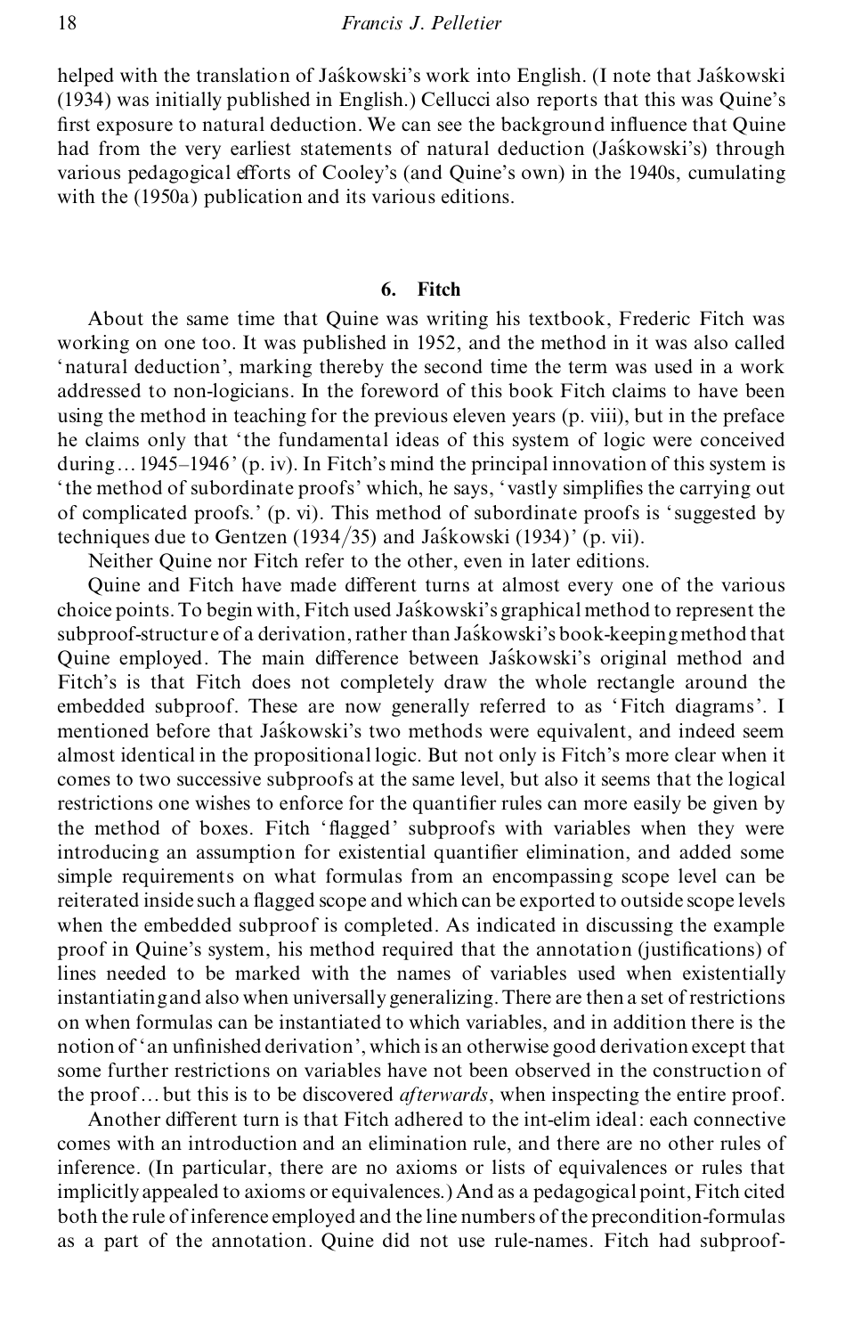helped with the translation of Jaśkowski's work into English. (I note that Jaśkowski (1934) was initially published in English.) Cellucci also reports that this was Quine's first exposure to natural deduction. We can see the background influence that Quine had from the very earliest statements of natural deduction (Jaśkowski's) through various pedagogical efforts of Cooley's (and Quine's own) in the 1940s, cumulating with the (1950a) publication and its various editions.

## 6. Fitch

About the same time that Quine was writing his textbook, Frederic Fitch was working on one too. It was published in 1952, and the method in it was also called 'natural deduction', marking thereby the second time the term was used in a work addressed to non-logicians. In the foreword of this book Fitch claims to have been using the method in teaching for the previous eleven years (p. viii), but in the preface he claims only that 'the fundamental ideas of this system of logic were conceived during… 1945–1946' (p. iv). In Fitch's mind the principal innovation of this system is 'the method of subordinate proofs' which, he says, 'vastly simplifies the carrying out of complicated proofs.' (p. vi). This method of subordinate proofs is 'suggested by techniques due to Gentzen (1934/35) and Jaśkowski (1934)' (p. vii).

Neither Quine nor Fitch refer to the other, even in later editions.

Quine and Fitch have made different turns at almost every one of the various choice points. To begin with, Fitch used Jaśkowski's graphical method to represent the subproof-structure of a derivation, rather than Jaśkowski's book-keeping method that Quine employed. The main difference between Jaśkowski's original method and Fitch's is that Fitch does not completely draw the whole rectangle around the embedded subproof. These are now generally referred to as 'Fitch diagrams'. I mentioned before that Jaśkowski's two methods were equivalent, and indeed seem almost identical in the propositional logic. But not only is Fitch's more clear when it comes to two successive subproofs at the same level, but also it seems that the logical restrictions one wishes to enforce for the quantifier rules can more easily be given by the method of boxes. Fitch 'flagged' subproofs with variables when they were introducing an assumption for existential quantifier elimination, and added some simple requirements on what formulas from an encompassing scope level can be reiterated inside such a flagged scope and which can be exported to outside scope levels when the embedded subproof is completed. As indicated in discussing the example proof in Quine's system, his method required that the annotation (justifications) of lines needed to be marked with the names of variables used when existentially instantiating and also when universally generalizing. There are then a set of restrictions on when formulas can be instantiated to which variables, and in addition there is the notion of 'an unfinished derivation', which is an otherwise good derivation except that some further restrictions on variables have not been observed in the construction of the proof… but this is to be discovered *afterwards*, when inspecting the entire proof.

Another different turn is that Fitch adhered to the int-elim ideal: each connective comes with an introduction and an elimination rule, and there are no other rules of inference. (In particular, there are no axioms or lists of equivalences or rules that implicitly appealed to axioms or equivalences.) And as a pedagogical point, Fitch cited both the rule of inference employed and the line numbers of the precondition-formulas as a part of the annotation. Quine did not use rule-names. Fitch had subproof-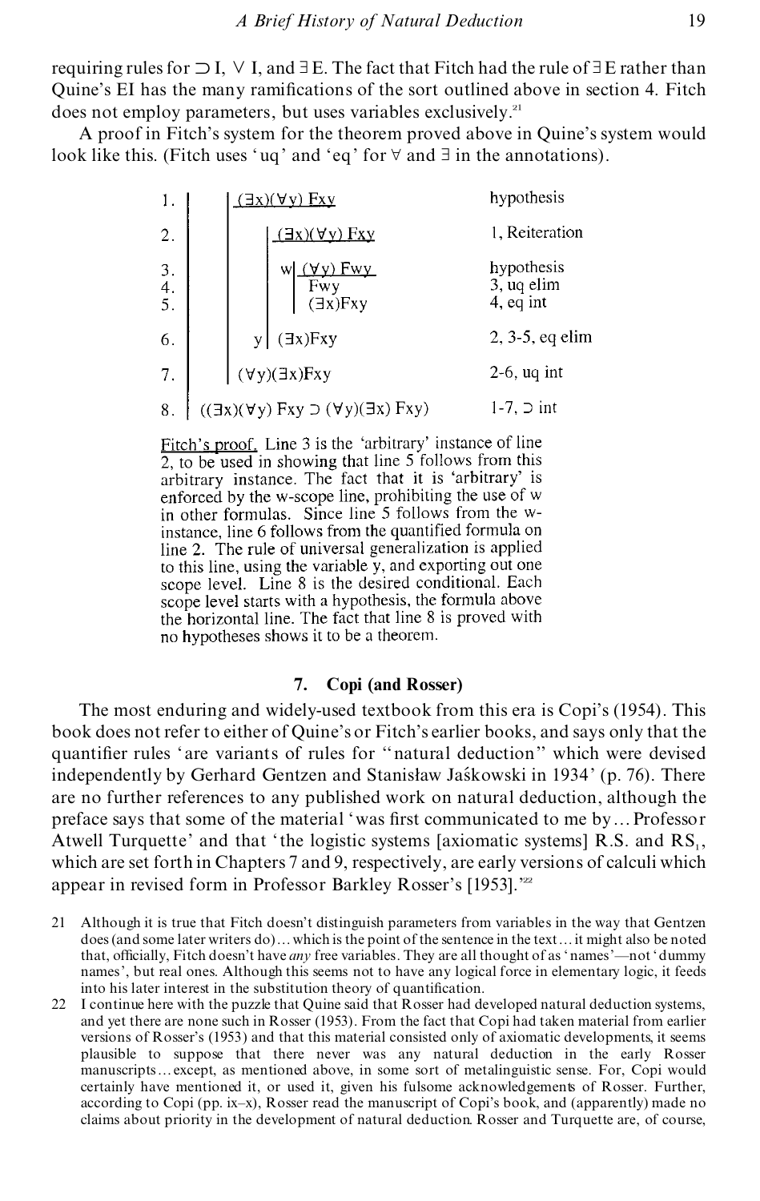requiring rules for ⊃ I, ∨ I, and ∃ E. The fact that Fitch had the rule of ∃ E rather than Quine's EI has the many ramifications of the sort outlined above in section 4. Fitch does not employ parameters, but uses variables exclusively.[21]

A proof in Fitch's system for the theorem proved above in Quine's system would look like this. (Fitch uses 'uq' and 'eq' for ∀ and ∃ in the annotations).

```
1. |  | (∃x)(∀y) Fxy                          hypothesis
   |  |______________
2. |  |   | (∃x)(∀y) Fxy                      1, Reiteration
   |  |   |______________
3. |  |   | w| (∀y) Fwy                       hypothesis
   |  |   |  |__________
4. |  |   |  | Fwy                            3, uq elim
5. |  |   |  | (∃x)Fxy                        4, eq int
6. |  |  y| (∃x)Fxy                           2, 3-5, eq elim
7. |  | (∀y)(∃x)Fxy                           2-6, uq int
8. | ((∃x)(∀y) Fxy ⊃ (∀y)(∃x) Fxy)            1-7, ⊃ int
```

Fitch's proof. Line 3 is the 'arbitrary' instance of line 2, to be used in showing that line 5 follows from this arbitrary instance. The fact that it is 'arbitrary' is enforced by the w-scope line, prohibiting the use of w in other formulas. Since line 5 follows from the w-instance, line 6 follows from the quantified formula on line 2. The rule of universal generalization is applied to this line, using the variable y, and exporting out one scope level. Line 8 is the desired conditional. Each scope level starts with a hypothesis, the formula above the horizontal line. The fact that line 8 is proved with no hypotheses shows it to be a theorem.

## 7. Copi (and Rosser)

The most enduring and widely-used textbook from this era is Copi's (1954). This book does not refer to either of Quine's or Fitch's earlier books, and says only that the quantifier rules 'are variants of rules for "natural deduction" which were devised independently by Gerhard Gentzen and Stanisław Jaśkowski in 1934' (p. 76). There are no further references to any published work on natural deduction, although the preface says that some of the material 'was first communicated to me by… Professor Atwell Turquette' and that 'the logistic systems [axiomatic systems] R.S. and $RS_1$, which are set forth in Chapters 7 and 9, respectively, are early versions of calculi which appear in revised form in Professor Barkley Rosser's [1953].'[22]

21 Although it is true that Fitch doesn't distinguish parameters from variables in the way that Gentzen does (and some later writers do)… which is the point of the sentence in the text… it might also be noted that, officially, Fitch doesn't have *any* free variables. They are all thought of as 'names'—not 'dummy names', but real ones. Although this seems not to have any logical force in elementary logic, it feeds into his later interest in the substitution theory of quantification.

22 I continue here with the puzzle that Quine said that Rosser had developed natural deduction systems, and yet there are none such in Rosser (1953). From the fact that Copi had taken material from earlier versions of Rosser's (1953) and that this material consisted only of axiomatic developments, it seems plausible to suppose that there never was any natural deduction in the early Rosser manuscripts… except, as mentioned above, in some sort of metalinguistic sense. For, Copi would certainly have mentioned it, or used it, given his fulsome acknowledgements of Rosser. Further, according to Copi (pp. ix–x), Rosser read the manuscript of Copi's book, and (apparently) made no claims about priority in the development of natural deduction. Rosser and Turquette are, of course,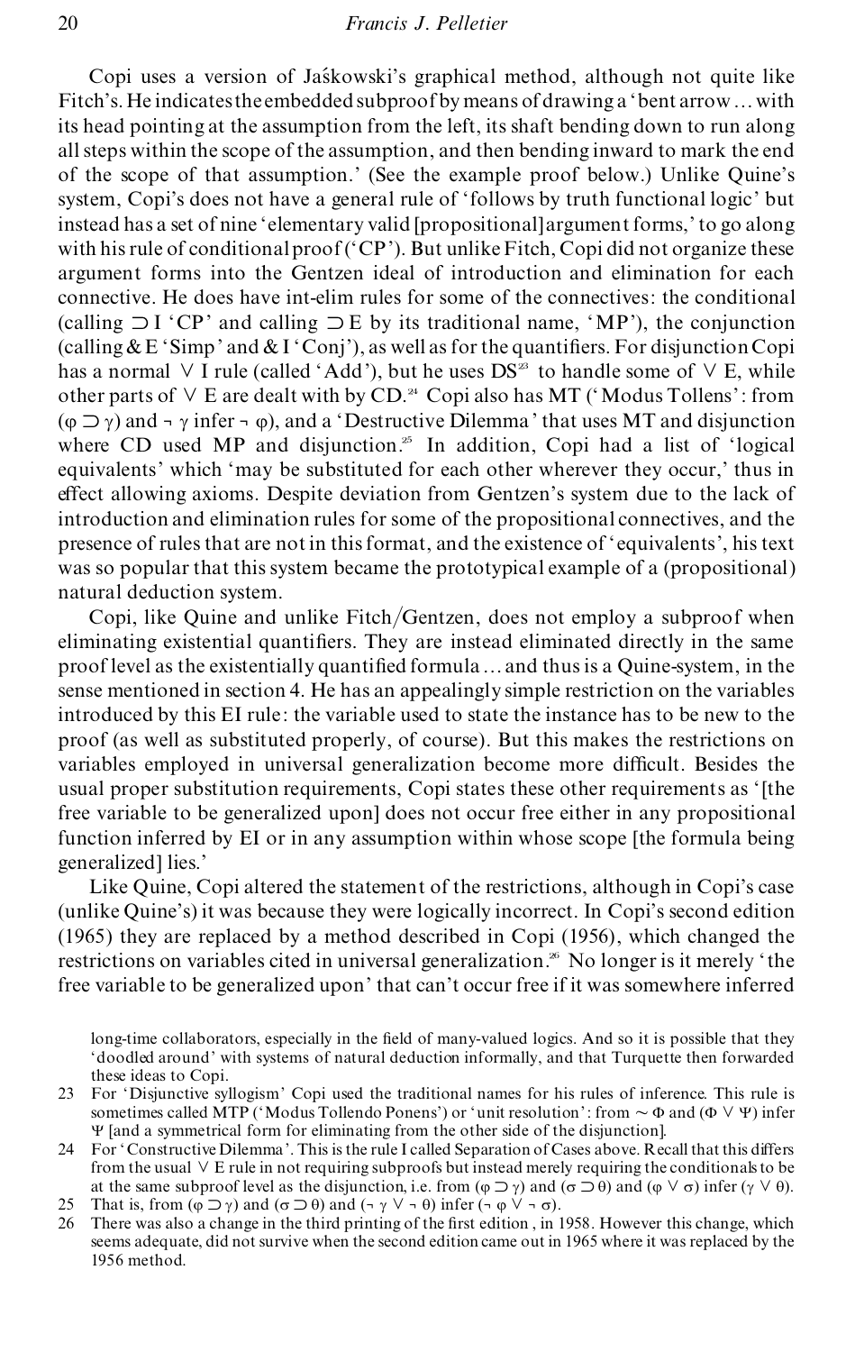Copi uses a version of Jaśkowski's graphical method, although not quite like Fitch's. He indicates the embedded subproof by means of drawing a 'bent arrow ... with its head pointing at the assumption from the left, its shaft bending down to run along all steps within the scope of the assumption, and then bending inward to mark the end of the scope of that assumption.' (See the example proof below.) Unlike Quine's system, Copi's does not have a general rule of 'follows by truth functional logic' but instead has a set of nine 'elementary valid [propositional] argument forms,' to go along with his rule of conditional proof ('CP'). But unlike Fitch, Copi did not organize these argument forms into the Gentzen ideal of introduction and elimination for each connective. He does have int-elim rules for some of the connectives: the conditional (calling $\supset$I 'CP' and calling $\supset$E by its traditional name, 'MP'), the conjunction (calling &E 'Simp' and &I 'Conj'), as well as for the quantifiers. For disjunction Copi has a normal $\vee$I rule (called 'Add'), but he uses DS[23] to handle some of $\vee$E, while other parts of $\vee$E are dealt with by CD.[24] Copi also has MT ('Modus Tollens': from $(\varphi \supset \gamma)$ and $\neg \gamma$ infer $\neg \varphi$), and a 'Destructive Dilemma' that uses MT and disjunction where CD used MP and disjunction.[25] In addition, Copi had a list of 'logical equivalents' which 'may be substituted for each other wherever they occur,' thus in effect allowing axioms. Despite deviation from Gentzen's system due to the lack of introduction and elimination rules for some of the propositional connectives, and the presence of rules that are not in this format, and the existence of 'equivalents', his text was so popular that this system became the prototypical example of a (propositional) natural deduction system.

Copi, like Quine and unlike Fitch/Gentzen, does not employ a subproof when eliminating existential quantifiers. They are instead eliminated directly in the same proof level as the existentially quantified formula ... and thus is a Quine-system, in the sense mentioned in section 4. He has an appealingly simple restriction on the variables introduced by this EI rule: the variable used to state the instance has to be new to the proof (as well as substituted properly, of course). But this makes the restrictions on variables employed in universal generalization become more difficult. Besides the usual proper substitution requirements, Copi states these other requirements as '[the free variable to be generalized upon] does not occur free either in any propositional function inferred by EI or in any assumption within whose scope [the formula being generalized] lies.'

Like Quine, Copi altered the statement of the restrictions, although in Copi's case (unlike Quine's) it was because they were logically incorrect. In Copi's second edition (1965) they are replaced by a method described in Copi (1956), which changed the restrictions on variables cited in universal generalization.[26] No longer is it merely 'the free variable to be generalized upon' that can't occur free if it was somewhere inferred

---

long-time collaborators, especially in the field of many-valued logics. And so it is possible that they 'doodled around' with systems of natural deduction informally, and that Turquette then forwarded these ideas to Copi.

23 For 'Disjunctive syllogism' Copi used the traditional names for his rules of inference. This rule is sometimes called MTP ('Modus Tollendo Ponens') or 'unit resolution': from $\sim \Phi$ and $(\Phi \vee \Psi)$ infer $\Psi$ [and a symmetrical form for eliminating from the other side of the disjunction].

24 For 'Constructive Dilemma'. This is the rule I called Separation of Cases above. Recall that this differs from the usual $\vee$E rule in not requiring subproofs but instead merely requiring the conditionals to be at the same subproof level as the disjunction, i.e. from $(\varphi \supset \gamma)$ and $(\sigma \supset \theta)$ and $(\varphi \vee \sigma)$ infer $(\gamma \vee \theta)$.

25 That is, from $(\varphi \supset \gamma)$ and $(\sigma \supset \theta)$ and $(\neg \gamma \vee \neg \theta)$ infer $(\neg \varphi \vee \neg \sigma)$.

26 There was also a change in the third printing of the first edition, in 1958. However this change, which seems adequate, did not survive when the second edition came out in 1965 where it was replaced by the 1956 method.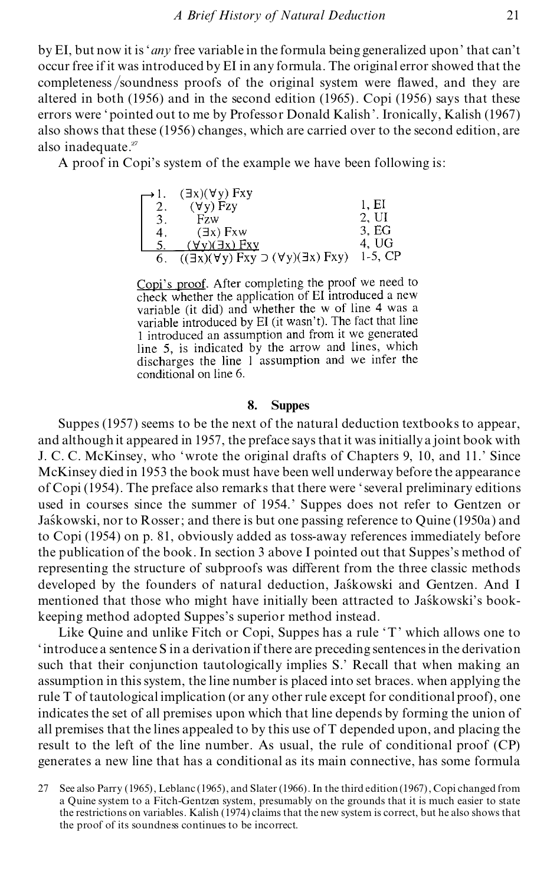by EI, but now it is '*any* free variable in the formula being generalized upon' that can't occur free if it was introduced by EI in any formula. The original error showed that the completeness/soundness proofs of the original system were flawed, and they are altered in both (1956) and in the second edition (1965). Copi (1956) says that these errors were 'pointed out to me by Professor Donald Kalish'. Ironically, Kalish (1967) also shows that these (1956) changes, which are carried over to the second edition, are also inadequate.[27]

A proof in Copi's system of the example we have been following is:

| | | |
|---|---|---|
| → 1. | $(\exists x)(\forall y)$ Fxy | |
| 2. | $(\forall y)$ Fzy | 1, EI |
| 3. | Fzw | 2, UI |
| 4. | $(\exists x)$ Fxw | 3, EG |
| 5. | $(\forall y)(\exists x)$ Fxy | 4, UG |
| 6. | $((\exists x)(\forall y)$ Fxy $\supset (\forall y)(\exists x)$ Fxy$)$ | 1-5, CP |

Copi's proof. After completing the proof we need to check whether the application of EI introduced a new variable (it did) and whether the w of line 4 was a variable introduced by EI (it wasn't). The fact that line 1 introduced an assumption and from it we generated line 5, is indicated by the arrow and lines, which discharges the line 1 assumption and we infer the conditional on line 6.

## 8. Suppes

Suppes (1957) seems to be the next of the natural deduction textbooks to appear, and although it appeared in 1957, the preface says that it was initially a joint book with J. C. C. McKinsey, who 'wrote the original drafts of Chapters 9, 10, and 11.' Since McKinsey died in 1953 the book must have been well underway before the appearance of Copi (1954). The preface also remarks that there were 'several preliminary editions used in courses since the summer of 1954.' Suppes does not refer to Gentzen or Jaśkowski, nor to Rosser; and there is but one passing reference to Quine (1950a) and to Copi (1954) on p. 81, obviously added as toss-away references immediately before the publication of the book. In section 3 above I pointed out that Suppes's method of representing the structure of subproofs was different from the three classic methods developed by the founders of natural deduction, Jaśkowski and Gentzen. And I mentioned that those who might have initially been attracted to Jaśkowski's book-keeping method adopted Suppes's superior method instead.

Like Quine and unlike Fitch or Copi, Suppes has a rule 'T' which allows one to 'introduce a sentence S in a derivation if there are preceding sentences in the derivation such that their conjunction tautologically implies S.' Recall that when making an assumption in this system, the line number is placed into set braces. when applying the rule T of tautological implication (or any other rule except for conditional proof), one indicates the set of all premises upon which that line depends by forming the union of all premises that the lines appealed to by this use of T depended upon, and placing the result to the left of the line number. As usual, the rule of conditional proof (CP) generates a new line that has a conditional as its main connective, has some formula

27 See also Parry (1965), Leblanc (1965), and Slater (1966). In the third edition (1967), Copi changed from a Quine system to a Fitch-Gentzen system, presumably on the grounds that it is much easier to state the restrictions on variables. Kalish (1974) claims that the new system is correct, but he also shows that the proof of its soundness continues to be incorrect.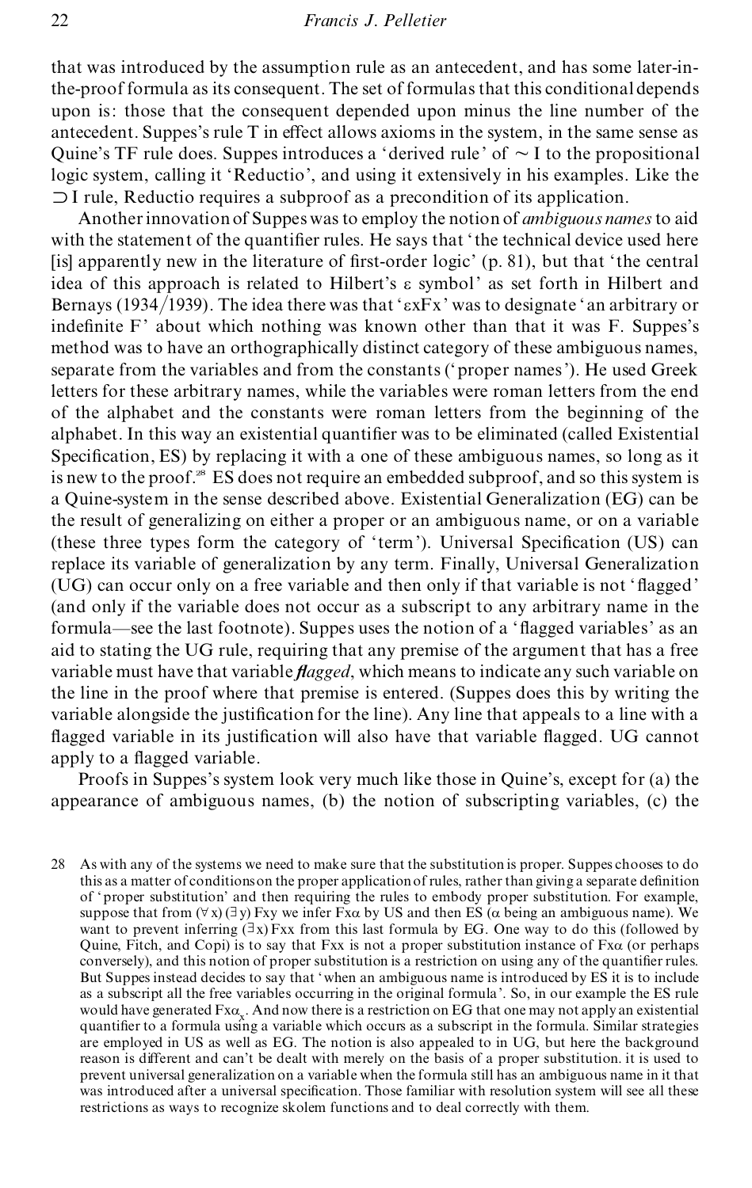that was introduced by the assumption rule as an antecedent, and has some later-in-the-proof formula as its consequent. The set of formulas that this conditional depends upon is: those that the consequent depended upon minus the line number of the antecedent. Suppes's rule T in effect allows axioms in the system, in the same sense as Quine's TF rule does. Suppes introduces a 'derived rule' of $\sim$I to the propositional logic system, calling it 'Reductio', and using it extensively in his examples. Like the $\supset$I rule, Reductio requires a subproof as a precondition of its application.

Another innovation of Suppes was to employ the notion of *ambiguous names* to aid with the statement of the quantifier rules. He says that 'the technical device used here [is] apparently new in the literature of first-order logic' (p. 81), but that 'the central idea of this approach is related to Hilbert's $\varepsilon$ symbol' as set forth in Hilbert and Bernays (1934/1939). The idea there was that '$\varepsilon$xFx' was to designate 'an arbitrary or indefinite F' about which nothing was known other than that it was F. Suppes's method was to have an orthographically distinct category of these ambiguous names, separate from the variables and from the constants ('proper names'). He used Greek letters for these arbitrary names, while the variables were roman letters from the end of the alphabet and the constants were roman letters from the beginning of the alphabet. In this way an existential quantifier was to be eliminated (called Existential Specification, ES) by replacing it with a one of these ambiguous names, so long as it is new to the proof.[28] ES does not require an embedded subproof, and so this system is a Quine-system in the sense described above. Existential Generalization (EG) can be the result of generalizing on either a proper or an ambiguous name, or on a variable (these three types form the category of 'term'). Universal Specification (US) can replace its variable of generalization by any term. Finally, Universal Generalization (UG) can occur only on a free variable and then only if that variable is not 'flagged' (and only if the variable does not occur as a subscript to any arbitrary name in the formula—see the last footnote). Suppes uses the notion of a 'flagged variables' as an aid to stating the UG rule, requiring that any premise of the argument that has a free variable must have that variable ***flagged***, which means to indicate any such variable on the line in the proof where that premise is entered. (Suppes does this by writing the variable alongside the justification for the line). Any line that appeals to a line with a flagged variable in its justification will also have that variable flagged. UG cannot apply to a flagged variable.

Proofs in Suppes's system look very much like those in Quine's, except for (a) the appearance of ambiguous names, (b) the notion of subscripting variables, (c) the

28 As with any of the systems we need to make sure that the substitution is proper. Suppes chooses to do this as a matter of conditions on the proper application of rules, rather than giving a separate definition of 'proper substitution' and then requiring the rules to embody proper substitution. For example, suppose that from $(\forall x)(\exists y)$ Fxy we infer F$x\alpha$ by US and then ES ($\alpha$ being an ambiguous name). We want to prevent inferring $(\exists x)$ Fxx from this last formula by EG. One way to do this (followed by Quine, Fitch, and Copi) is to say that Fxx is not a proper substitution instance of F$x\alpha$ (or perhaps conversely), and this notion of proper substitution is a restriction on using any of the quantifier rules. But Suppes instead decides to say that 'when an ambiguous name is introduced by ES it is to include as a subscript all the free variables occurring in the original formula'. So, in our example the ES rule would have generated F$x\alpha_x$. And now there is a restriction on EG that one may not apply an existential quantifier to a formula using a variable which occurs as a subscript in the formula. Similar strategies are employed in US as well as EG. The notion is also appealed to in UG, but here the background reason is different and can't be dealt with merely on the basis of a proper substitution. it is used to prevent universal generalization on a variable when the formula still has an ambiguous name in it that was introduced after a universal specification. Those familiar with resolution system will see all these restrictions as ways to recognize skolem functions and to deal correctly with them.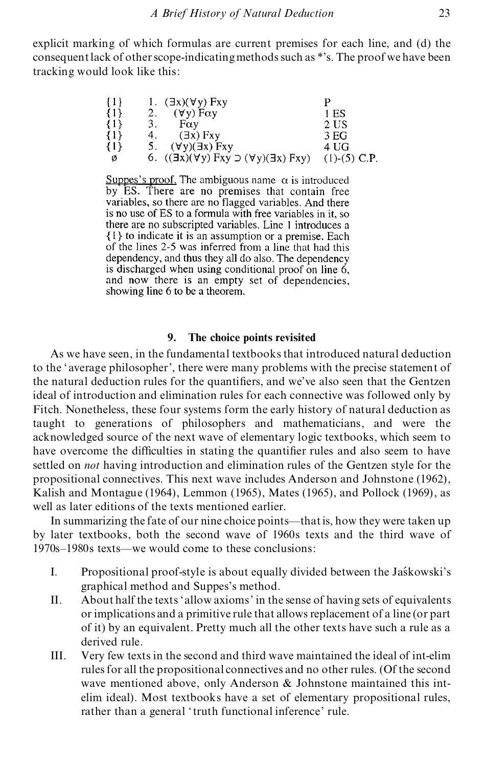explicit marking of which formulas are current premises for each line, and (d) the consequent lack of other scope-indicating methods such as *'s. The proof we have been tracking would look like this:

| | | | |
|---|---|---|---|
| {1} | 1. | $(\exists x)(\forall y)\,Fxy$ | P |
| {1} | 2. | $(\forall y)\,F\alpha y$ | 1 ES |
| {1} | 3. | $F\alpha y$ | 2 US |
| {1} | 4. | $(\exists x)\,Fxy$ | 3 EG |
| {1} | 5. | $(\forall y)(\exists x)\,Fxy$ | 4 UG |
| ∅ | 6. | $((\exists x)(\forall y)\,Fxy \supset (\forall y)(\exists x)\,Fxy)$ | (1)-(5) C.P. |

Suppes's proof. The ambiguous name $\alpha$ is introduced by ES. There are no premises that contain free variables, so there are no flagged variables. And there is no use of ES to a formula with free variables in it, so there are no subscripted variables. Line 1 introduces a {1} to indicate it is an assumption or a premise. Each of the lines 2-5 was inferred from a line that had this dependency, and thus they all do also. The dependency is discharged when using conditional proof on line 6, and now there is an empty set of dependencies, showing line 6 to be a theorem.

## 9. The choice points revisited

As we have seen, in the fundamental textbooks that introduced natural deduction to the 'average philosopher', there were many problems with the precise statement of the natural deduction rules for the quantifiers, and we've also seen that the Gentzen ideal of introduction and elimination rules for each connective was followed only by Fitch. Nonetheless, these four systems form the early history of natural deduction as taught to generations of philosophers and mathematicians, and were the acknowledged source of the next wave of elementary logic textbooks, which seem to have overcome the difficulties in stating the quantifier rules and also seem to have settled on *not* having introduction and elimination rules of the Gentzen style for the propositional connectives. This next wave includes Anderson and Johnstone (1962), Kalish and Montague (1964), Lemmon (1965), Mates (1965), and Pollock (1969), as well as later editions of the texts mentioned earlier.

In summarizing the fate of our nine choice points—that is, how they were taken up by later textbooks, both the second wave of 1960s texts and the third wave of 1970s–1980s texts—we would come to these conclusions:

I. Propositional proof-style is about equally divided between the Jaśkowski's graphical method and Suppes's method.

II. About half the texts 'allow axioms' in the sense of having sets of equivalents or implications and a primitive rule that allows replacement of a line (or part of it) by an equivalent. Pretty much all the other texts have such a rule as a derived rule.

III. Very few texts in the second and third wave maintained the ideal of int-elim rules for all the propositional connectives and no other rules. (Of the second wave mentioned above, only Anderson & Johnstone maintained this int-elim ideal). Most textbooks have a set of elementary propositional rules, rather than a general 'truth functional inference' rule.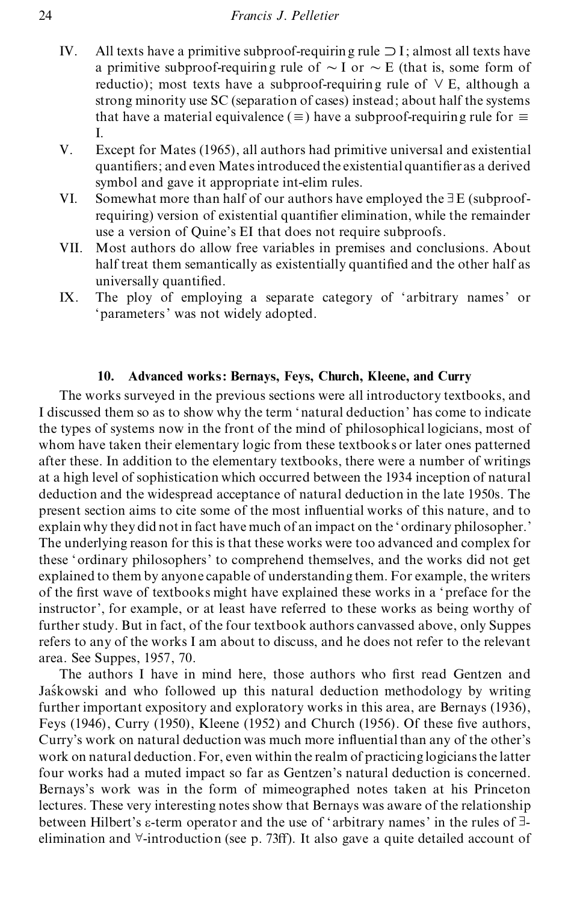IV. All texts have a primitive subproof-requiring rule $\supset$I; almost all texts have a primitive subproof-requiring rule of $\sim$I or $\sim$E (that is, some form of reductio); most texts have a subproof-requiring rule of $\vee$E, although a strong minority use SC (separation of cases) instead; about half the systems that have a material equivalence ($\equiv$) have a subproof-requiring rule for $\equiv$I.

V. Except for Mates (1965), all authors had primitive universal and existential quantifiers; and even Mates introduced the existential quantifier as a derived symbol and gave it appropriate int-elim rules.

VI. Somewhat more than half of our authors have employed the $\exists$E (subproof-requiring) version of existential quantifier elimination, while the remainder use a version of Quine's EI that does not require subproofs.

VII. Most authors do allow free variables in premises and conclusions. About half treat them semantically as existentially quantified and the other half as universally quantified.

IX. The ploy of employing a separate category of 'arbitrary names' or 'parameters' was not widely adopted.

### 10. Advanced works: Bernays, Feys, Church, Kleene, and Curry

The works surveyed in the previous sections were all introductory textbooks, and I discussed them so as to show why the term 'natural deduction' has come to indicate the types of systems now in the front of the mind of philosophical logicians, most of whom have taken their elementary logic from these textbooks or later ones patterned after these. In addition to the elementary textbooks, there were a number of writings at a high level of sophistication which occurred between the 1934 inception of natural deduction and the widespread acceptance of natural deduction in the late 1950s. The present section aims to cite some of the most influential works of this nature, and to explain why they did not in fact have much of an impact on the 'ordinary philosopher.' The underlying reason for this is that these works were too advanced and complex for these 'ordinary philosophers' to comprehend themselves, and the works did not get explained to them by anyone capable of understanding them. For example, the writers of the first wave of textbooks might have explained these works in a 'preface for the instructor', for example, or at least have referred to these works as being worthy of further study. But in fact, of the four textbook authors canvassed above, only Suppes refers to any of the works I am about to discuss, and he does not refer to the relevant area. See Suppes, 1957, 70.

The authors I have in mind here, those authors who first read Gentzen and Jaśkowski and who followed up this natural deduction methodology by writing further important expository and exploratory works in this area, are Bernays (1936), Feys (1946), Curry (1950), Kleene (1952) and Church (1956). Of these five authors, Curry's work on natural deduction was much more influential than any of the other's work on natural deduction. For, even within the realm of practicing logicians the latter four works had a muted impact so far as Gentzen's natural deduction is concerned. Bernays's work was in the form of mimeographed notes taken at his Princeton lectures. These very interesting notes show that Bernays was aware of the relationship between Hilbert's ε-term operator and the use of 'arbitrary names' in the rules of $\exists$-elimination and $\forall$-introduction (see p. 73ff). It also gave a quite detailed account of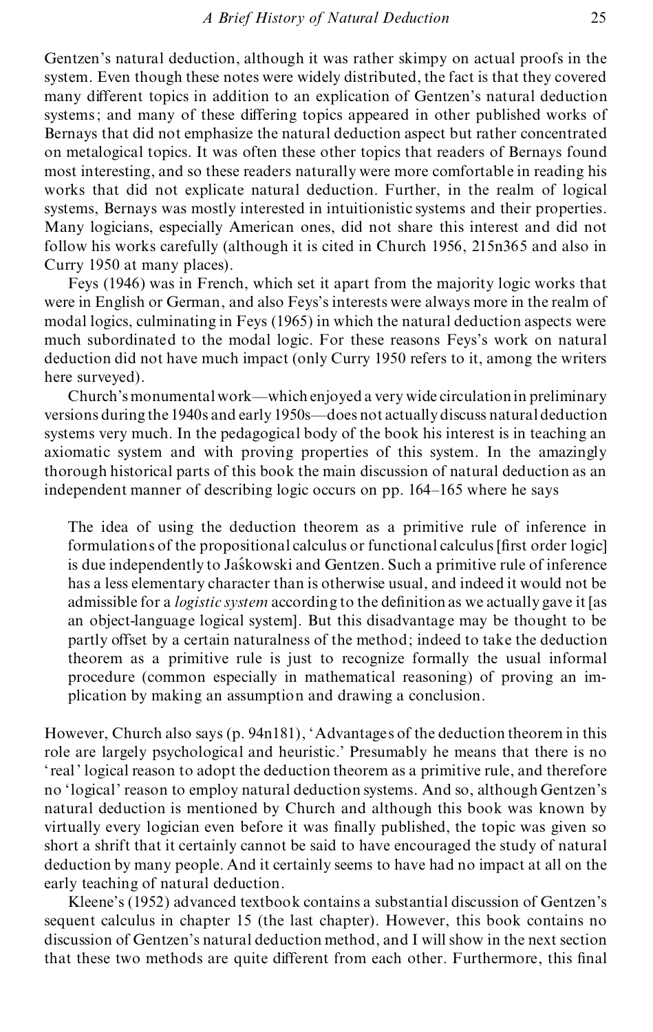Gentzen's natural deduction, although it was rather skimpy on actual proofs in the system. Even though these notes were widely distributed, the fact is that they covered many different topics in addition to an explication of Gentzen's natural deduction systems; and many of these differing topics appeared in other published works of Bernays that did not emphasize the natural deduction aspect but rather concentrated on metalogical topics. It was often these other topics that readers of Bernays found most interesting, and so these readers naturally were more comfortable in reading his works that did not explicate natural deduction. Further, in the realm of logical systems, Bernays was mostly interested in intuitionistic systems and their properties. Many logicians, especially American ones, did not share this interest and did not follow his works carefully (although it is cited in Church 1956, 215n365 and also in Curry 1950 at many places).

Feys (1946) was in French, which set it apart from the majority logic works that were in English or German, and also Feys's interests were always more in the realm of modal logics, culminating in Feys (1965) in which the natural deduction aspects were much subordinated to the modal logic. For these reasons Feys's work on natural deduction did not have much impact (only Curry 1950 refers to it, among the writers here surveyed).

Church's monumental work—which enjoyed a very wide circulation in preliminary versions during the 1940s and early 1950s—does not actually discuss natural deduction systems very much. In the pedagogical body of the book his interest is in teaching an axiomatic system and with proving properties of this system. In the amazingly thorough historical parts of this book the main discussion of natural deduction as an independent manner of describing logic occurs on pp. 164–165 where he says

> The idea of using the deduction theorem as a primitive rule of inference in formulations of the propositional calculus or functional calculus [first order logic] is due independently to Jaśkowski and Gentzen. Such a primitive rule of inference has a less elementary character than is otherwise usual, and indeed it would not be admissible for a *logistic system* according to the definition as we actually gave it [as an object-language logical system]. But this disadvantage may be thought to be partly offset by a certain naturalness of the method; indeed to take the deduction theorem as a primitive rule is just to recognize formally the usual informal procedure (common especially in mathematical reasoning) of proving an implication by making an assumption and drawing a conclusion.

However, Church also says (p. 94n181), 'Advantages of the deduction theorem in this role are largely psychological and heuristic.' Presumably he means that there is no 'real' logical reason to adopt the deduction theorem as a primitive rule, and therefore no 'logical' reason to employ natural deduction systems. And so, although Gentzen's natural deduction is mentioned by Church and although this book was known by virtually every logician even before it was finally published, the topic was given so short a shrift that it certainly cannot be said to have encouraged the study of natural deduction by many people. And it certainly seems to have had no impact at all on the early teaching of natural deduction.

Kleene's (1952) advanced textbook contains a substantial discussion of Gentzen's sequent calculus in chapter 15 (the last chapter). However, this book contains no discussion of Gentzen's natural deduction method, and I will show in the next section that these two methods are quite different from each other. Furthermore, this final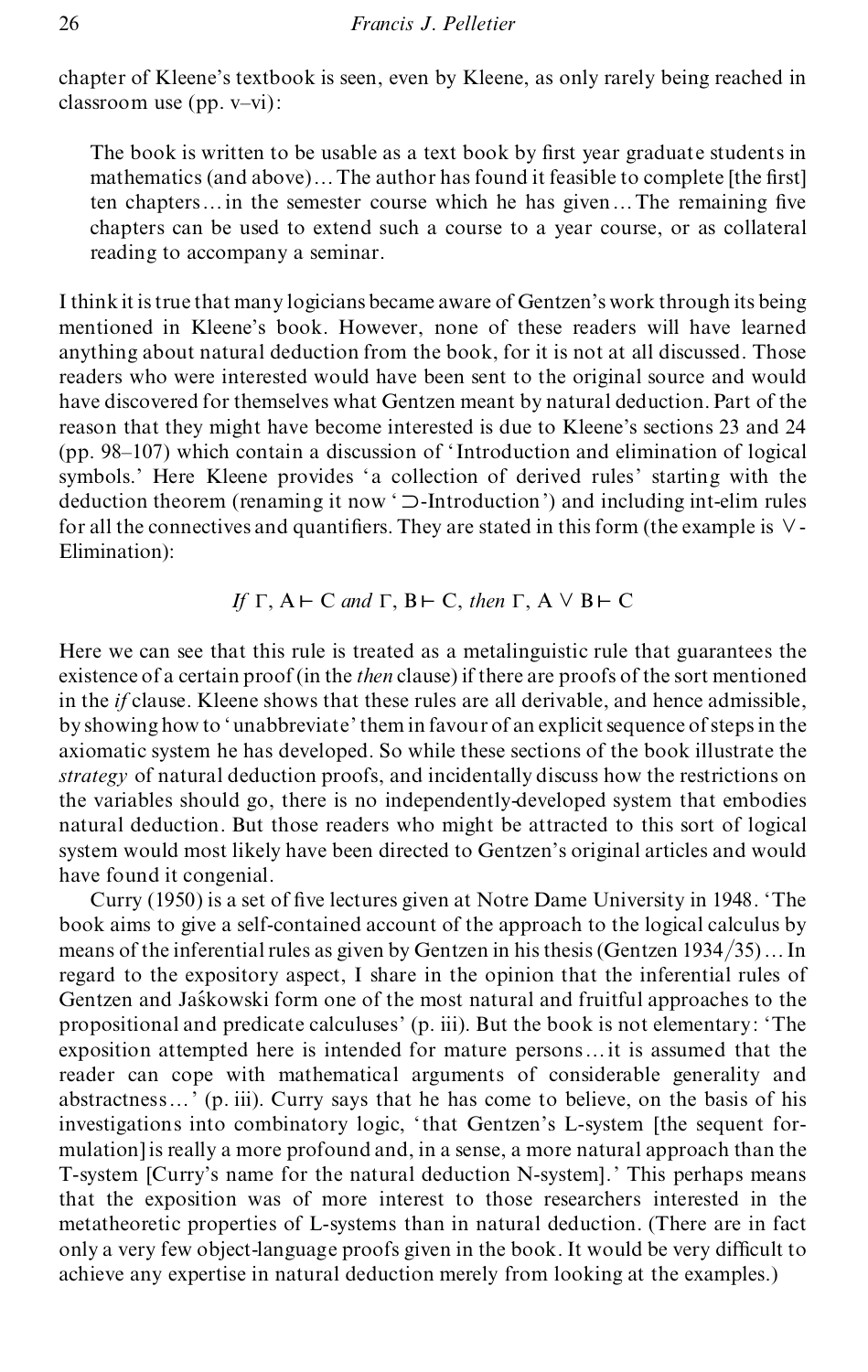chapter of Kleene's textbook is seen, even by Kleene, as only rarely being reached in classroom use (pp. v–vi):

> The book is written to be usable as a text book by first year graduate students in mathematics (and above)… The author has found it feasible to complete [the first] ten chapters… in the semester course which he has given… The remaining five chapters can be used to extend such a course to a year course, or as collateral reading to accompany a seminar.

I think it is true that many logicians became aware of Gentzen's work through its being mentioned in Kleene's book. However, none of these readers will have learned anything about natural deduction from the book, for it is not at all discussed. Those readers who were interested would have been sent to the original source and would have discovered for themselves what Gentzen meant by natural deduction. Part of the reason that they might have become interested is due to Kleene's sections 23 and 24 (pp. 98–107) which contain a discussion of 'Introduction and elimination of logical symbols.' Here Kleene provides 'a collection of derived rules' starting with the deduction theorem (renaming it now '$\supset$-Introduction') and including int-elim rules for all the connectives and quantifiers. They are stated in this form (the example is $\vee$-Elimination):

$$\textit{If } \Gamma, A \vdash C \textit{ and } \Gamma, B \vdash C, \textit{ then } \Gamma, A \vee B \vdash C$$

Here we can see that this rule is treated as a metalinguistic rule that guarantees the existence of a certain proof (in the *then* clause) if there are proofs of the sort mentioned in the *if* clause. Kleene shows that these rules are all derivable, and hence admissible, by showing how to 'unabbreviate' them in favour of an explicit sequence of steps in the axiomatic system he has developed. So while these sections of the book illustrate the *strategy* of natural deduction proofs, and incidentally discuss how the restrictions on the variables should go, there is no independently-developed system that embodies natural deduction. But those readers who might be attracted to this sort of logical system would most likely have been directed to Gentzen's original articles and would have found it congenial.

Curry (1950) is a set of five lectures given at Notre Dame University in 1948. 'The book aims to give a self-contained account of the approach to the logical calculus by means of the inferential rules as given by Gentzen in his thesis (Gentzen 1934/35)… In regard to the expository aspect, I share in the opinion that the inferential rules of Gentzen and Jaśkowski form one of the most natural and fruitful approaches to the propositional and predicate calculuses' (p. iii). But the book is not elementary: 'The exposition attempted here is intended for mature persons… it is assumed that the reader can cope with mathematical arguments of considerable generality and abstractness…' (p. iii). Curry says that he has come to believe, on the basis of his investigations into combinatory logic, 'that Gentzen's L-system [the sequent formulation] is really a more profound and, in a sense, a more natural approach than the T-system [Curry's name for the natural deduction N-system].' This perhaps means that the exposition was of more interest to those researchers interested in the metatheoretic properties of L-systems than in natural deduction. (There are in fact only a very few object-language proofs given in the book. It would be very difficult to achieve any expertise in natural deduction merely from looking at the examples.)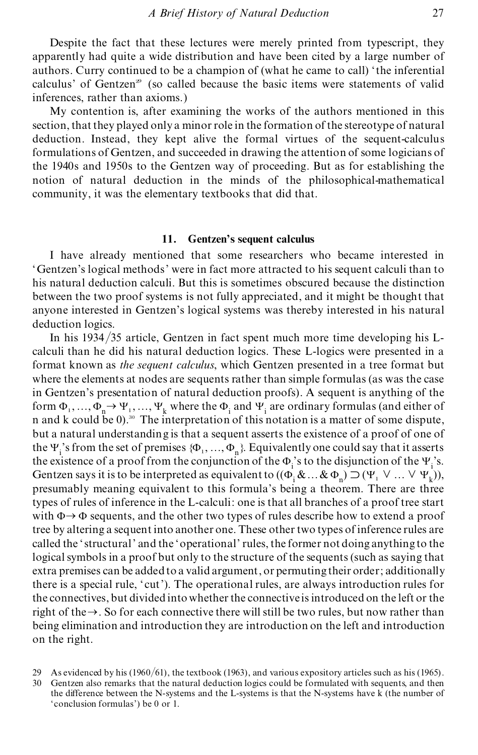Despite the fact that these lectures were merely printed from typescript, they apparently had quite a wide distribution and have been cited by a large number of authors. Curry continued to be a champion of (what he came to call) 'the inferential calculus' of Gentzen[29] (so called because the basic items were statements of valid inferences, rather than axioms.)

My contention is, after examining the works of the authors mentioned in this section, that they played only a minor role in the formation of the stereotype of natural deduction. Instead, they kept alive the formal virtues of the sequent-calculus formulations of Gentzen, and succeeded in drawing the attention of some logicians of the 1940s and 1950s to the Gentzen way of proceeding. But as for establishing the notion of natural deduction in the minds of the philosophical-mathematical community, it was the elementary textbooks that did that.

## 11. Gentzen's sequent calculus

I have already mentioned that some researchers who became interested in 'Gentzen's logical methods' were in fact more attracted to his sequent calculi than to his natural deduction calculi. But this is sometimes obscured because the distinction between the two proof systems is not fully appreciated, and it might be thought that anyone interested in Gentzen's logical systems was thereby interested in his natural deduction logics.

In his 1934/35 article, Gentzen in fact spent much more time developing his L-calculi than he did his natural deduction logics. These L-logics were presented in a format known as *the sequent calculus*, which Gentzen presented in a tree format but where the elements at nodes are sequents rather than simple formulas (as was the case in Gentzen's presentation of natural deduction proofs). A sequent is anything of the form $\Phi_1, \ldots, \Phi_n \rightarrow \Psi_1, \ldots, \Psi_k$ where the $\Phi_i$ and $\Psi_i$ are ordinary formulas (and either of n and k could be 0).[30] The interpretation of this notation is a matter of some dispute, but a natural understanding is that a sequent asserts the existence of a proof of one of the $\Psi_i$'s from the set of premises $\{\Phi_1, \ldots, \Phi_n\}$. Equivalently one could say that it asserts the existence of a proof from the conjunction of the $\Phi_i$'s to the disjunction of the $\Psi_i$'s. Gentzen says it is to be interpreted as equivalent to $((\Phi_i \,\&\ldots\&\, \Phi_n) \supset (\Psi_1 \vee \ldots \vee \Psi_k))$, presumably meaning equivalent to this formula's being a theorem. There are three types of rules of inference in the L-calculi: one is that all branches of a proof tree start with $\Phi \rightarrow \Phi$ sequents, and the other two types of rules describe how to extend a proof tree by altering a sequent into another one. These other two types of inference rules are called the 'structural' and the 'operational' rules, the former not doing anything to the logical symbols in a proof but only to the structure of the sequents (such as saying that extra premises can be added to a valid argument, or permuting their order; additionally there is a special rule, 'cut'). The operational rules, are always introduction rules for the connectives, but divided into whether the connective is introduced on the left or the right of the $\rightarrow$. So for each connective there will still be two rules, but now rather than being elimination and introduction they are introduction on the left and introduction on the right.

29 As evidenced by his (1960/61), the textbook (1963), and various expository articles such as his (1965).

30 Gentzen also remarks that the natural deduction logics could be formulated with sequents, and then the difference between the N-systems and the L-systems is that the N-systems have k (the number of 'conclusion formulas') be 0 or 1.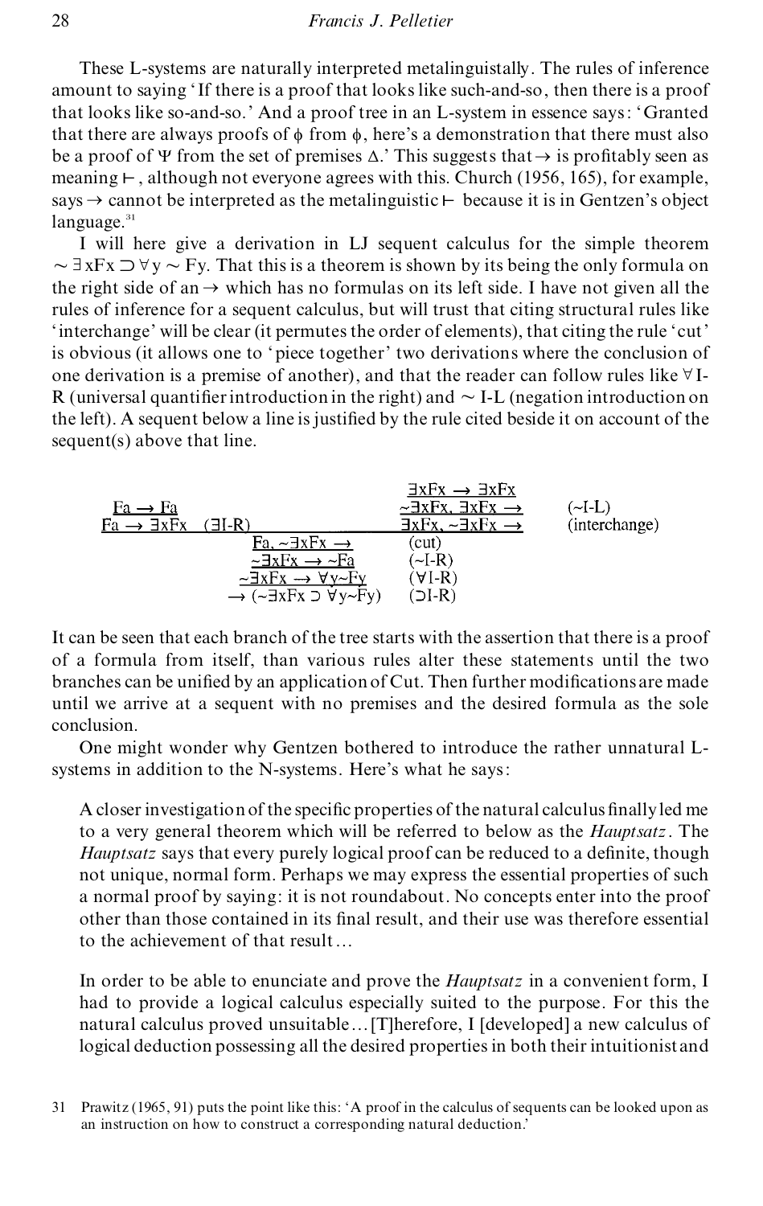These L-systems are naturally interpreted metalinguistally. The rules of inference amount to saying 'If there is a proof that looks like such-and-so, then there is a proof that looks like so-and-so.' And a proof tree in an L-system in essence says: 'Granted that there are always proofs of $\phi$ from $\phi$, here's a demonstration that there must also be a proof of $\Psi$ from the set of premises $\Delta$.' This suggests that $\rightarrow$ is profitably seen as meaning $\vdash$, although not everyone agrees with this. Church (1956, 165), for example, says $\rightarrow$ cannot be interpreted as the metalinguistic $\vdash$ because it is in Gentzen's object language.[31]

I will here give a derivation in LJ sequent calculus for the simple theorem $\sim \exists xFx \supset \forall y \sim Fy$. That this is a theorem is shown by its being the only formula on the right side of an $\rightarrow$ which has no formulas on its left side. I have not given all the rules of inference for a sequent calculus, but will trust that citing structural rules like 'interchange' will be clear (it permutes the order of elements), that citing the rule 'cut' is obvious (it allows one to 'piece together' two derivations where the conclusion of one derivation is a premise of another), and that the reader can follow rules like $\forall$I-R (universal quantifier introduction in the right) and $\sim$ I-L (negation introduction on the left). A sequent below a line is justified by the rule cited beside it on account of the sequent(s) above that line.

$$
\dfrac{
\dfrac{Fa \rightarrow Fa}{Fa \rightarrow \exists xFx}\ (\exists\text{I-R})
\qquad
\dfrac{\dfrac{\exists xFx \rightarrow \exists xFx}{\sim\exists xFx,\ \exists xFx \rightarrow}\ (\sim\text{I-L})}{\exists xFx,\ \sim\exists xFx \rightarrow}\ (\text{interchange})
}{
\dfrac{Fa,\ \sim\exists xFx \rightarrow \quad (\text{cut})}{\dfrac{\sim\exists xFx \rightarrow \sim Fa \quad (\sim\text{I-R})}{\dfrac{\sim\exists xFx \rightarrow \forall y\sim Fy \quad (\forall\text{I-R})}{\rightarrow (\sim\exists xFx \supset \forall y\sim Fy) \quad (\supset\text{I-R})}}}
}
$$

It can be seen that each branch of the tree starts with the assertion that there is a proof of a formula from itself, than various rules alter these statements until the two branches can be unified by an application of Cut. Then further modifications are made until we arrive at a sequent with no premises and the desired formula as the sole conclusion.

One might wonder why Gentzen bothered to introduce the rather unnatural L-systems in addition to the N-systems. Here's what he says:

> A closer investigation of the specific properties of the natural calculus finally led me to a very general theorem which will be referred to below as the *Hauptsatz*. The *Hauptsatz* says that every purely logical proof can be reduced to a definite, though not unique, normal form. Perhaps we may express the essential properties of such a normal proof by saying: it is not roundabout. No concepts enter into the proof other than those contained in its final result, and their use was therefore essential to the achievement of that result…
>
> In order to be able to enunciate and prove the *Hauptsatz* in a convenient form, I had to provide a logical calculus especially suited to the purpose. For this the natural calculus proved unsuitable…[T]herefore, I [developed] a new calculus of logical deduction possessing all the desired properties in both their intuitionist and

[31] Prawitz (1965, 91) puts the point like this: 'A proof in the calculus of sequents can be looked upon as an instruction on how to construct a corresponding natural deduction.'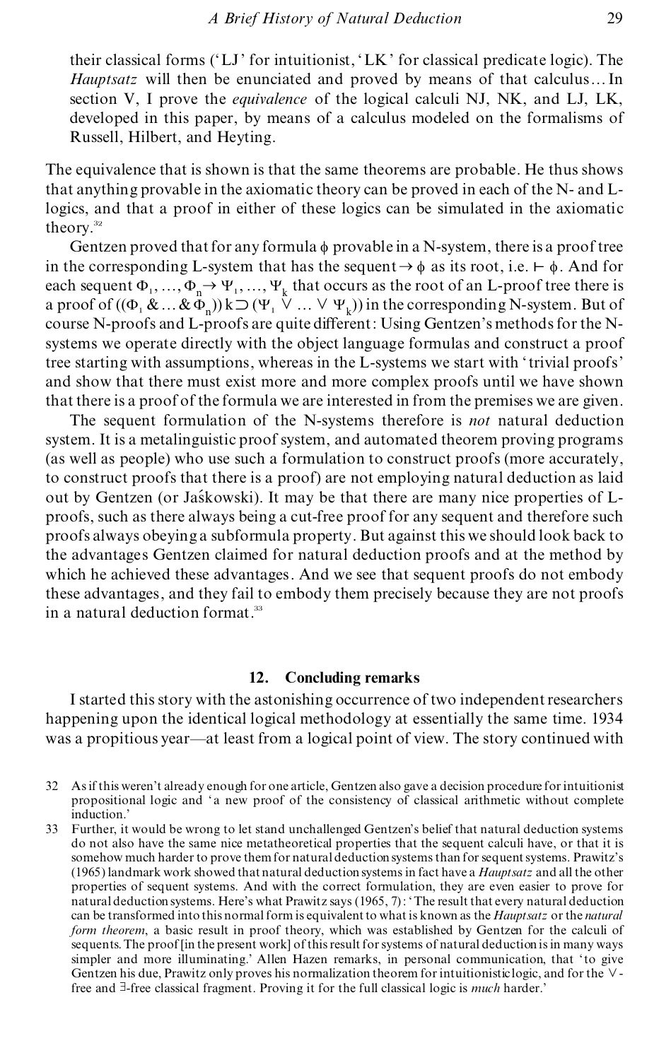their classical forms ('LJ' for intuitionist, 'LK' for classical predicate logic). The *Hauptsatz* will then be enunciated and proved by means of that calculus… In section V, I prove the *equivalence* of the logical calculi NJ, NK, and LJ, LK, developed in this paper, by means of a calculus modeled on the formalisms of Russell, Hilbert, and Heyting.

The equivalence that is shown is that the same theorems are probable. He thus shows that anything provable in the axiomatic theory can be proved in each of the N- and L-logics, and that a proof in either of these logics can be simulated in the axiomatic theory.[32]

Gentzen proved that for any formula $\phi$ provable in a N-system, there is a proof tree in the corresponding L-system that has the sequent $\rightarrow \phi$ as its root, i.e. $\vdash \phi$. And for each sequent $\Phi_1, \ldots, \Phi_n \rightarrow \Psi_1, \ldots, \Psi_k$ that occurs as the root of an L-proof tree there is a proof of $((\Phi_1 \& \ldots \& \Phi_n))\, k \supset (\Psi_1 \vee \ldots \vee \Psi_k))$ in the corresponding N-system. But of course N-proofs and L-proofs are quite different: Using Gentzen's methods for the N-systems we operate directly with the object language formulas and construct a proof tree starting with assumptions, whereas in the L-systems we start with 'trivial proofs' and show that there must exist more and more complex proofs until we have shown that there is a proof of the formula we are interested in from the premises we are given.

The sequent formulation of the N-systems therefore is *not* natural deduction system. It is a metalinguistic proof system, and automated theorem proving programs (as well as people) who use such a formulation to construct proofs (more accurately, to construct proofs that there is a proof) are not employing natural deduction as laid out by Gentzen (or Jaśkowski). It may be that there are many nice properties of L-proofs, such as there always being a cut-free proof for any sequent and therefore such proofs always obeying a subformula property. But against this we should look back to the advantages Gentzen claimed for natural deduction proofs and at the method by which he achieved these advantages. And we see that sequent proofs do not embody these advantages, and they fail to embody them precisely because they are not proofs in a natural deduction format.[33]

## 12. Concluding remarks

I started this story with the astonishing occurrence of two independent researchers happening upon the identical logical methodology at essentially the same time. 1934 was a propitious year—at least from a logical point of view. The story continued with

---

32 As if this weren't already enough for one article, Gentzen also gave a decision procedure for intuitionist propositional logic and 'a new proof of the consistency of classical arithmetic without complete induction.'

33 Further, it would be wrong to let stand unchallenged Gentzen's belief that natural deduction systems do not also have the same nice metatheoretical properties that the sequent calculi have, or that it is somehow much harder to prove them for natural deduction systems than for sequent systems. Prawitz's (1965) landmark work showed that natural deduction systems in fact have a *Hauptsatz* and all the other properties of sequent systems. And with the correct formulation, they are even easier to prove for natural deduction systems. Here's what Prawitz says (1965, 7): 'The result that every natural deduction can be transformed into this normal form is equivalent to what is known as the *Hauptsatz* or the *natural form theorem*, a basic result in proof theory, which was established by Gentzen for the calculi of sequents. The proof [in the present work] of this result for systems of natural deduction is in many ways simpler and more illuminating.' Allen Hazen remarks, in personal communication, that 'to give Gentzen his due, Prawitz only proves his normalization theorem for intuitionistic logic, and for the $\vee$-free and $\exists$-free classical fragment. Proving it for the full classical logic is *much* harder.'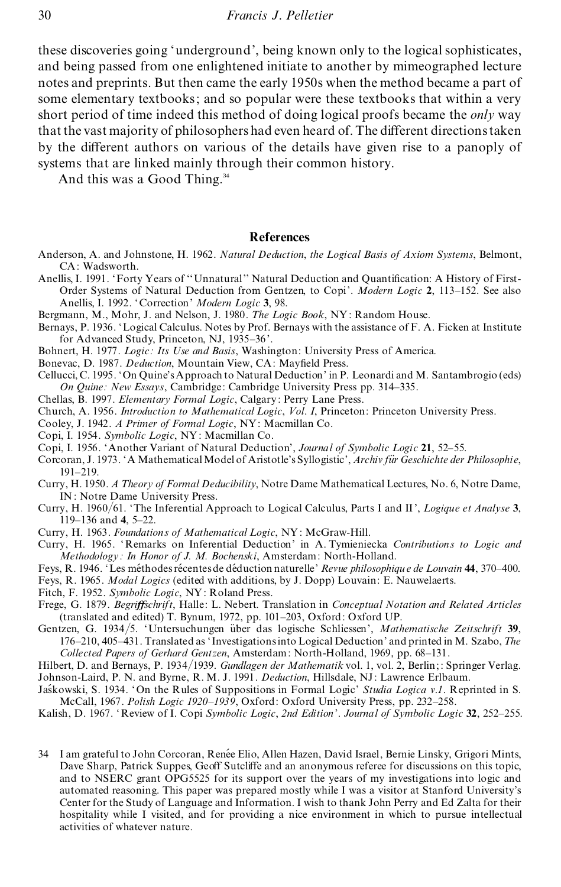these discoveries going 'underground', being known only to the logical sophisticates, and being passed from one enlightened initiate to another by mimeographed lecture notes and preprints. But then came the early 1950s when the method became a part of some elementary textbooks; and so popular were these textbooks that within a very short period of time indeed this method of doing logical proofs became the *only* way that the vast majority of philosophers had even heard of. The different directions taken by the different authors on various of the details have given rise to a panoply of systems that are linked mainly through their common history.

And this was a Good Thing.[34]

## References

Anderson, A. and Johnstone, H. 1962. *Natural Deduction, the Logical Basis of Axiom Systems*, Belmont, CA: Wadsworth.

Anellis, I. 1991. 'Forty Years of "Unnatural" Natural Deduction and Quantification: A History of First-Order Systems of Natural Deduction from Gentzen, to Copi'. *Modern Logic* **2**, 113–152. See also Anellis, I. 1992. 'Correction' *Modern Logic* **3**, 98.

Bergmann, M., Mohr, J. and Nelson, J. 1980. *The Logic Book*, NY: Random House.

Bernays, P. 1936. 'Logical Calculus. Notes by Prof. Bernays with the assistance of F. A. Ficken at Institute for Advanced Study, Princeton, NJ, 1935–36'.

Bohnert, H. 1977. *Logic: Its Use and Basis*, Washington: University Press of America.

Bonevac, D. 1987. *Deduction*, Mountain View, CA: Mayfield Press.

Cellucci, C. 1995. 'On Quine's Approach to Natural Deduction' in P. Leonardi and M. Santambrogio (eds) *On Quine: New Essays*, Cambridge: Cambridge University Press pp. 314–335.

Chellas, B. 1997. *Elementary Formal Logic*, Calgary: Perry Lane Press.

Church, A. 1956. *Introduction to Mathematical Logic*, *Vol. I*, Princeton: Princeton University Press.

Cooley, J. 1942. *A Primer of Formal Logic*, NY: Macmillan Co.

Copi, I. 1954. *Symbolic Logic*, NY: Macmillan Co.

Copi, I. 1956. 'Another Variant of Natural Deduction', *Journal of Symbolic Logic* **21**, 52–55.

Corcoran, J. 1973. 'A Mathematical Model of Aristotle's Syllogistic', *Archiv für Geschichte der Philosophie*, 191–219.

Curry, H. 1950. *A Theory of Formal Deducibility*, Notre Dame Mathematical Lectures, No. 6, Notre Dame, IN: Notre Dame University Press.

Curry, H. 1960/61. 'The Inferential Approach to Logical Calculus, Parts I and II', *Logique et Analyse* **3**, 119–136 and **4**, 5–22.

Curry, H. 1963. *Foundations of Mathematical Logic*, NY: McGraw-Hill.

Curry, H. 1965. 'Remarks on Inferential Deduction' in A. Tymieniecka *Contributions to Logic and Methodology: In Honor of J. M. Bochenski*, Amsterdam: North-Holland.

Feys, R. 1946. 'Les méthodes récentes de déduction naturelle' *Revue philosophique de Louvain* **44**, 370–400.

Feys, R. 1965. *Modal Logics* (edited with additions, by J. Dopp) Louvain: E. Nauwelaerts.

Fitch, F. 1952. *Symbolic Logic*, NY: Roland Press.

Frege, G. 1879. *Begriffschrift*, Halle: L. Nebert. Translation in *Conceptual Notation and Related Articles* (translated and edited) T. Bynum, 1972, pp. 101–203, Oxford: Oxford UP.

Gentzen, G. 1934/5. 'Untersuchungen über das logische Schliessen', *Mathematische Zeitschrift* **39**, 176–210, 405–431. Translated as 'Investigations into Logical Deduction' and printed in M. Szabo, *The Collected Papers of Gerhard Gentzen*, Amsterdam: North-Holland, 1969, pp. 68–131.

Hilbert, D. and Bernays, P. 1934/1939. *Gundlagen der Mathematik* vol. 1, vol. 2, Berlin;: Springer Verlag.

Johnson-Laird, P. N. and Byrne, R. M. J. 1991. *Deduction*, Hillsdale, NJ: Lawrence Erlbaum.

Jaśkowski, S. 1934. 'On the Rules of Suppositions in Formal Logic' *Studia Logica v.1*. Reprinted in S. McCall, 1967. *Polish Logic 1920–1939*, Oxford: Oxford University Press, pp. 232–258.

Kalish, D. 1967. 'Review of I. Copi *Symbolic Logic*, *2nd Edition*'. *Journal of Symbolic Logic* **32**, 252–255.

---

34 I am grateful to John Corcoran, Renée Elio, Allen Hazen, David Israel, Bernie Linsky, Grigori Mints, Dave Sharp, Patrick Suppes, Geoff Sutcliffe and an anonymous referee for discussions on this topic, and to NSERC grant OPG5525 for its support over the years of my investigations into logic and automated reasoning. This paper was prepared mostly while I was a visitor at Stanford University's Center for the Study of Language and Information. I wish to thank John Perry and Ed Zalta for their hospitality while I visited, and for providing a nice environment in which to pursue intellectual activities of whatever nature.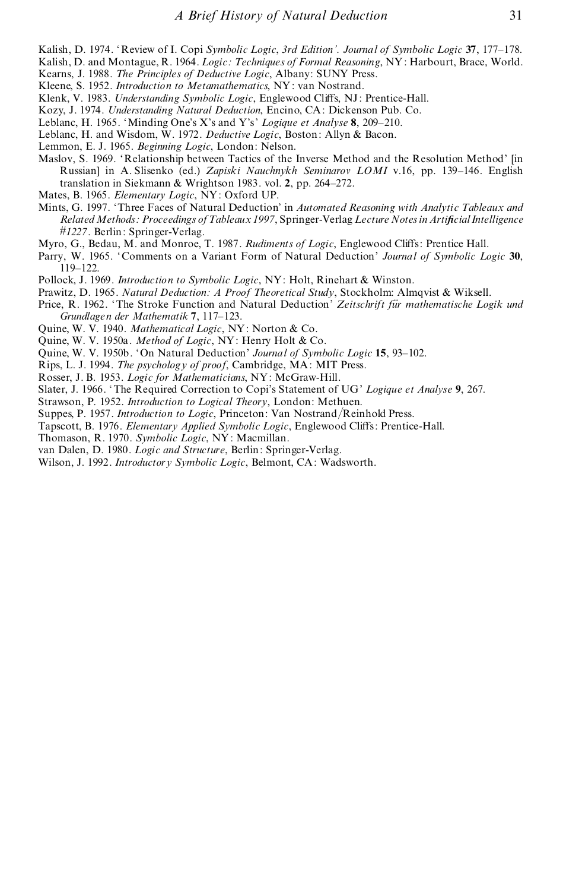Kalish, D. 1974. 'Review of I. Copi *Symbolic Logic, 3rd Edition*'. *Journal of Symbolic Logic* **37**, 177–178.

Kalish, D. and Montague, R. 1964. *Logic: Techniques of Formal Reasoning*, NY: Harbourt, Brace, World.

Kearns, J. 1988. *The Principles of Deductive Logic*, Albany: SUNY Press.

Kleene, S. 1952. *Introduction to Metamathematics*, NY: van Nostrand.

Klenk, V. 1983. *Understanding Symbolic Logic*, Englewood Cliffs, NJ: Prentice-Hall.

Kozy, J. 1974. *Understanding Natural Deduction*, Encino, CA: Dickenson Pub. Co.

Leblanc, H. 1965. 'Minding One's X's and Y's' *Logique et Analyse* **8**, 209–210.

Leblanc, H. and Wisdom, W. 1972. *Deductive Logic*, Boston: Allyn & Bacon.

Lemmon, E. J. 1965. *Beginning Logic*, London: Nelson.

Maslov, S. 1969. 'Relationship between Tactics of the Inverse Method and the Resolution Method' [in Russian] in A. Slisenko (ed.) *Zapiski Nauchnykh Seminarov LOMI* v.16, pp. 139–146. English translation in Siekmann & Wrightson 1983. vol. **2**, pp. 264–272.

Mates, B. 1965. *Elementary Logic*, NY: Oxford UP.

Mints, G. 1997. 'Three Faces of Natural Deduction' in *Automated Reasoning with Analytic Tableaux and Related Methods: Proceedings of Tableaux 1997*, Springer-Verlag *Lecture Notes in Artificial Intelligence #1227*. Berlin: Springer-Verlag.

Myro, G., Bedau, M. and Monroe, T. 1987. *Rudiments of Logic*, Englewood Cliffs: Prentice Hall.

Parry, W. 1965. 'Comments on a Variant Form of Natural Deduction' *Journal of Symbolic Logic* **30**, 119–122.

Pollock, J. 1969. *Introduction to Symbolic Logic*, NY: Holt, Rinehart & Winston.

Prawitz, D. 1965. *Natural Deduction: A Proof Theoretical Study*, Stockholm: Almqvist & Wiksell.

Price, R. 1962. 'The Stroke Function and Natural Deduction' *Zeitschrift für mathematische Logik und Grundlagen der Mathematik* **7**, 117–123.

Quine, W. V. 1940. *Mathematical Logic*, NY: Norton & Co.

Quine, W. V. 1950a. *Method of Logic*, NY: Henry Holt & Co.

Quine, W. V. 1950b. 'On Natural Deduction' *Journal of Symbolic Logic* **15**, 93–102.

Rips, L. J. 1994. *The psychology of proof*, Cambridge, MA: MIT Press.

Rosser, J. B. 1953. *Logic for Mathematicians*, NY: McGraw-Hill.

Slater, J. 1966. 'The Required Correction to Copi's Statement of UG' *Logique et Analyse* **9**, 267.

Strawson, P. 1952. *Introduction to Logical Theory*, London: Methuen.

Suppes, P. 1957. *Introduction to Logic*, Princeton: Van Nostrand/Reinhold Press.

Tapscott, B. 1976. *Elementary Applied Symbolic Logic*, Englewood Cliffs: Prentice-Hall.

Thomason, R. 1970. *Symbolic Logic*, NY: Macmillan.

van Dalen, D. 1980. *Logic and Structure*, Berlin: Springer-Verlag.

Wilson, J. 1992. *Introductory Symbolic Logic*, Belmont, CA: Wadsworth.